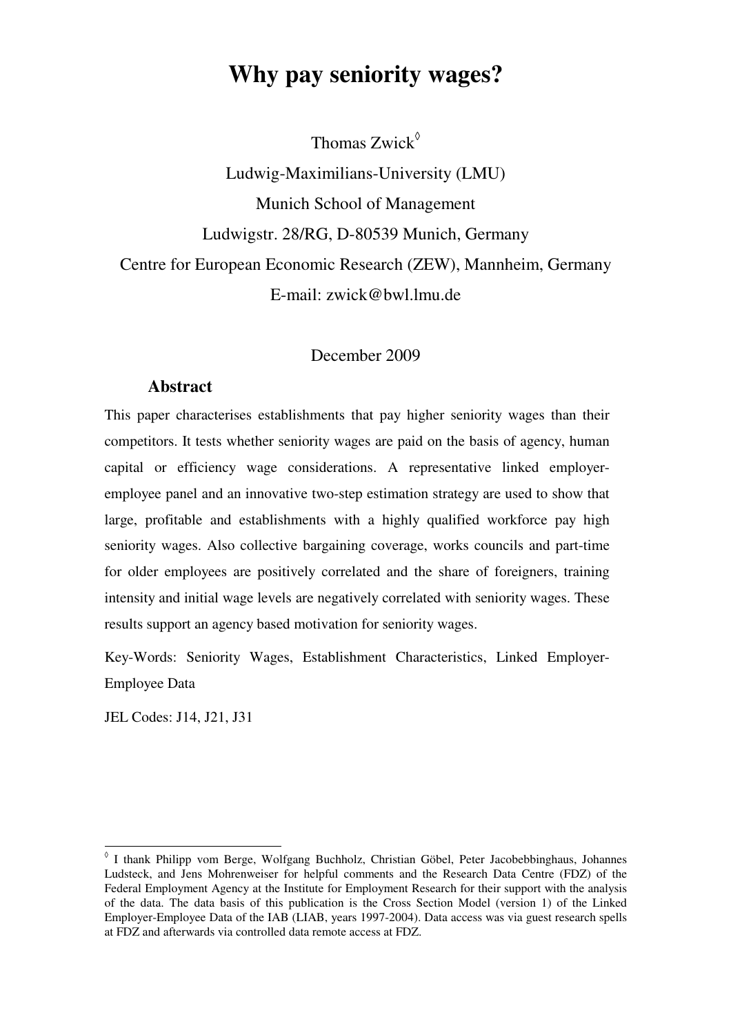# Why pay seniority wages?

Thomas Zwick[◊]

Ludwig-Maximilians-University (LMU)

Munich School of Management

Ludwigstr. 28/RG, D-80539 Munich, Germany

Centre for European Economic Research (ZEW), Mannheim, Germany

E-mail: zwick@bwl.lmu.de

December 2009

## Abstract

This paper characterises establishments that pay higher seniority wages than their competitors. It tests whether seniority wages are paid on the basis of agency, human capital or efficiency wage considerations. A representative linked employer-employee panel and an innovative two-step estimation strategy are used to show that large, profitable and establishments with a highly qualified workforce pay high seniority wages. Also collective bargaining coverage, works councils and part-time for older employees are positively correlated and the share of foreigners, training intensity and initial wage levels are negatively correlated with seniority wages. These results support an agency based motivation for seniority wages.

Key-Words: Seniority Wages, Establishment Characteristics, Linked Employer-Employee Data

JEL Codes: J14, J21, J31

---

[◊] I thank Philipp vom Berge, Wolfgang Buchholz, Christian Göbel, Peter Jacobebbinghaus, Johannes Ludsteck, and Jens Mohrenweiser for helpful comments and the Research Data Centre (FDZ) of the Federal Employment Agency at the Institute for Employment Research for their support with the analysis of the data. The data basis of this publication is the Cross Section Model (version 1) of the Linked Employer-Employee Data of the IAB (LIAB, years 1997-2004). Data access was via guest research spells at FDZ and afterwards via controlled data remote access at FDZ.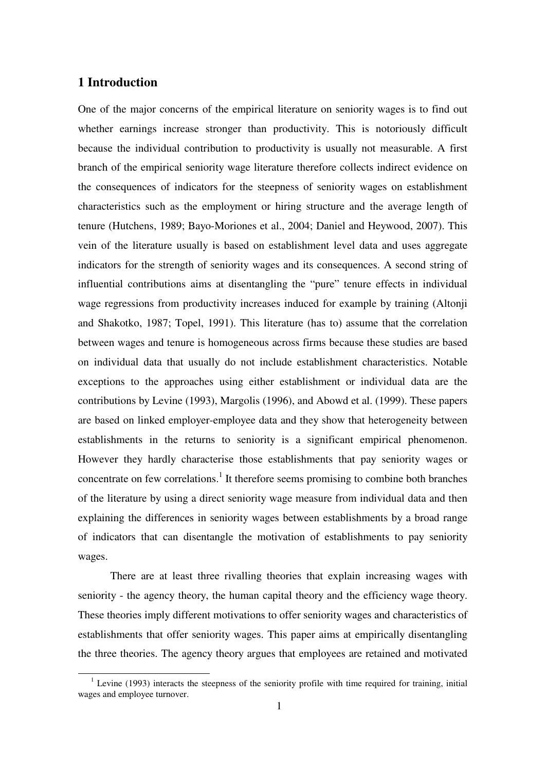# 1 Introduction

One of the major concerns of the empirical literature on seniority wages is to find out whether earnings increase stronger than productivity. This is notoriously difficult because the individual contribution to productivity is usually not measurable. A first branch of the empirical seniority wage literature therefore collects indirect evidence on the consequences of indicators for the steepness of seniority wages on establishment characteristics such as the employment or hiring structure and the average length of tenure (Hutchens, 1989; Bayo-Moriones et al., 2004; Daniel and Heywood, 2007). This vein of the literature usually is based on establishment level data and uses aggregate indicators for the strength of seniority wages and its consequences. A second string of influential contributions aims at disentangling the "pure" tenure effects in individual wage regressions from productivity increases induced for example by training (Altonji and Shakotko, 1987; Topel, 1991). This literature (has to) assume that the correlation between wages and tenure is homogeneous across firms because these studies are based on individual data that usually do not include establishment characteristics. Notable exceptions to the approaches using either establishment or individual data are the contributions by Levine (1993), Margolis (1996), and Abowd et al. (1999). These papers are based on linked employer-employee data and they show that heterogeneity between establishments in the returns to seniority is a significant empirical phenomenon. However they hardly characterise those establishments that pay seniority wages or concentrate on few correlations.[1] It therefore seems promising to combine both branches of the literature by using a direct seniority wage measure from individual data and then explaining the differences in seniority wages between establishments by a broad range of indicators that can disentangle the motivation of establishments to pay seniority wages.

There are at least three rivalling theories that explain increasing wages with seniority - the agency theory, the human capital theory and the efficiency wage theory. These theories imply different motivations to offer seniority wages and characteristics of establishments that offer seniority wages. This paper aims at empirically disentangling the three theories. The agency theory argues that employees are retained and motivated

[1] Levine (1993) interacts the steepness of the seniority profile with time required for training, initial wages and employee turnover.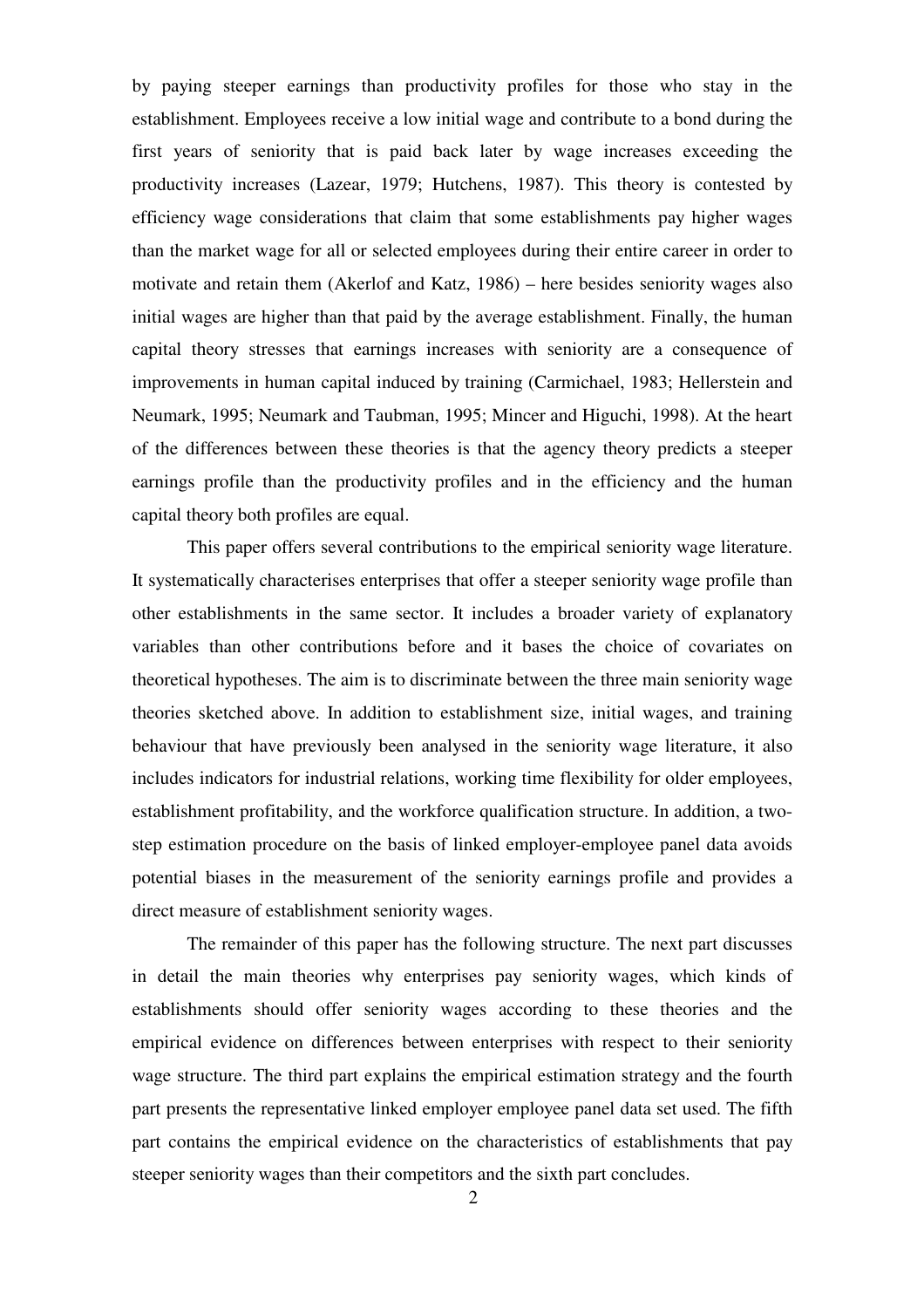by paying steeper earnings than productivity profiles for those who stay in the establishment. Employees receive a low initial wage and contribute to a bond during the first years of seniority that is paid back later by wage increases exceeding the productivity increases (Lazear, 1979; Hutchens, 1987). This theory is contested by efficiency wage considerations that claim that some establishments pay higher wages than the market wage for all or selected employees during their entire career in order to motivate and retain them (Akerlof and Katz, 1986) – here besides seniority wages also initial wages are higher than that paid by the average establishment. Finally, the human capital theory stresses that earnings increases with seniority are a consequence of improvements in human capital induced by training (Carmichael, 1983; Hellerstein and Neumark, 1995; Neumark and Taubman, 1995; Mincer and Higuchi, 1998). At the heart of the differences between these theories is that the agency theory predicts a steeper earnings profile than the productivity profiles and in the efficiency and the human capital theory both profiles are equal.

This paper offers several contributions to the empirical seniority wage literature. It systematically characterises enterprises that offer a steeper seniority wage profile than other establishments in the same sector. It includes a broader variety of explanatory variables than other contributions before and it bases the choice of covariates on theoretical hypotheses. The aim is to discriminate between the three main seniority wage theories sketched above. In addition to establishment size, initial wages, and training behaviour that have previously been analysed in the seniority wage literature, it also includes indicators for industrial relations, working time flexibility for older employees, establishment profitability, and the workforce qualification structure. In addition, a two-step estimation procedure on the basis of linked employer-employee panel data avoids potential biases in the measurement of the seniority earnings profile and provides a direct measure of establishment seniority wages.

The remainder of this paper has the following structure. The next part discusses in detail the main theories why enterprises pay seniority wages, which kinds of establishments should offer seniority wages according to these theories and the empirical evidence on differences between enterprises with respect to their seniority wage structure. The third part explains the empirical estimation strategy and the fourth part presents the representative linked employer employee panel data set used. The fifth part contains the empirical evidence on the characteristics of establishments that pay steeper seniority wages than their competitors and the sixth part concludes.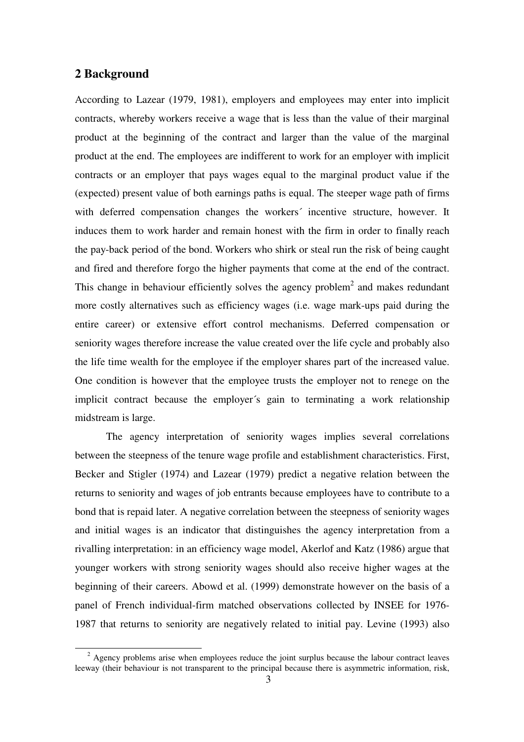## 2 Background

According to Lazear (1979, 1981), employers and employees may enter into implicit contracts, whereby workers receive a wage that is less than the value of their marginal product at the beginning of the contract and larger than the value of the marginal product at the end. The employees are indifferent to work for an employer with implicit contracts or an employer that pays wages equal to the marginal product value if the (expected) present value of both earnings paths is equal. The steeper wage path of firms with deferred compensation changes the workers´ incentive structure, however. It induces them to work harder and remain honest with the firm in order to finally reach the pay-back period of the bond. Workers who shirk or steal run the risk of being caught and fired and therefore forgo the higher payments that come at the end of the contract. This change in behaviour efficiently solves the agency problem[2] and makes redundant more costly alternatives such as efficiency wages (i.e. wage mark-ups paid during the entire career) or extensive effort control mechanisms. Deferred compensation or seniority wages therefore increase the value created over the life cycle and probably also the life time wealth for the employee if the employer shares part of the increased value. One condition is however that the employee trusts the employer not to renege on the implicit contract because the employer´s gain to terminating a work relationship midstream is large.

The agency interpretation of seniority wages implies several correlations between the steepness of the tenure wage profile and establishment characteristics. First, Becker and Stigler (1974) and Lazear (1979) predict a negative relation between the returns to seniority and wages of job entrants because employees have to contribute to a bond that is repaid later. A negative correlation between the steepness of seniority wages and initial wages is an indicator that distinguishes the agency interpretation from a rivalling interpretation: in an efficiency wage model, Akerlof and Katz (1986) argue that younger workers with strong seniority wages should also receive higher wages at the beginning of their careers. Abowd et al. (1999) demonstrate however on the basis of a panel of French individual-firm matched observations collected by INSEE for 1976-1987 that returns to seniority are negatively related to initial pay. Levine (1993) also

[2] Agency problems arise when employees reduce the joint surplus because the labour contract leaves leeway (their behaviour is not transparent to the principal because there is asymmetric information, risk,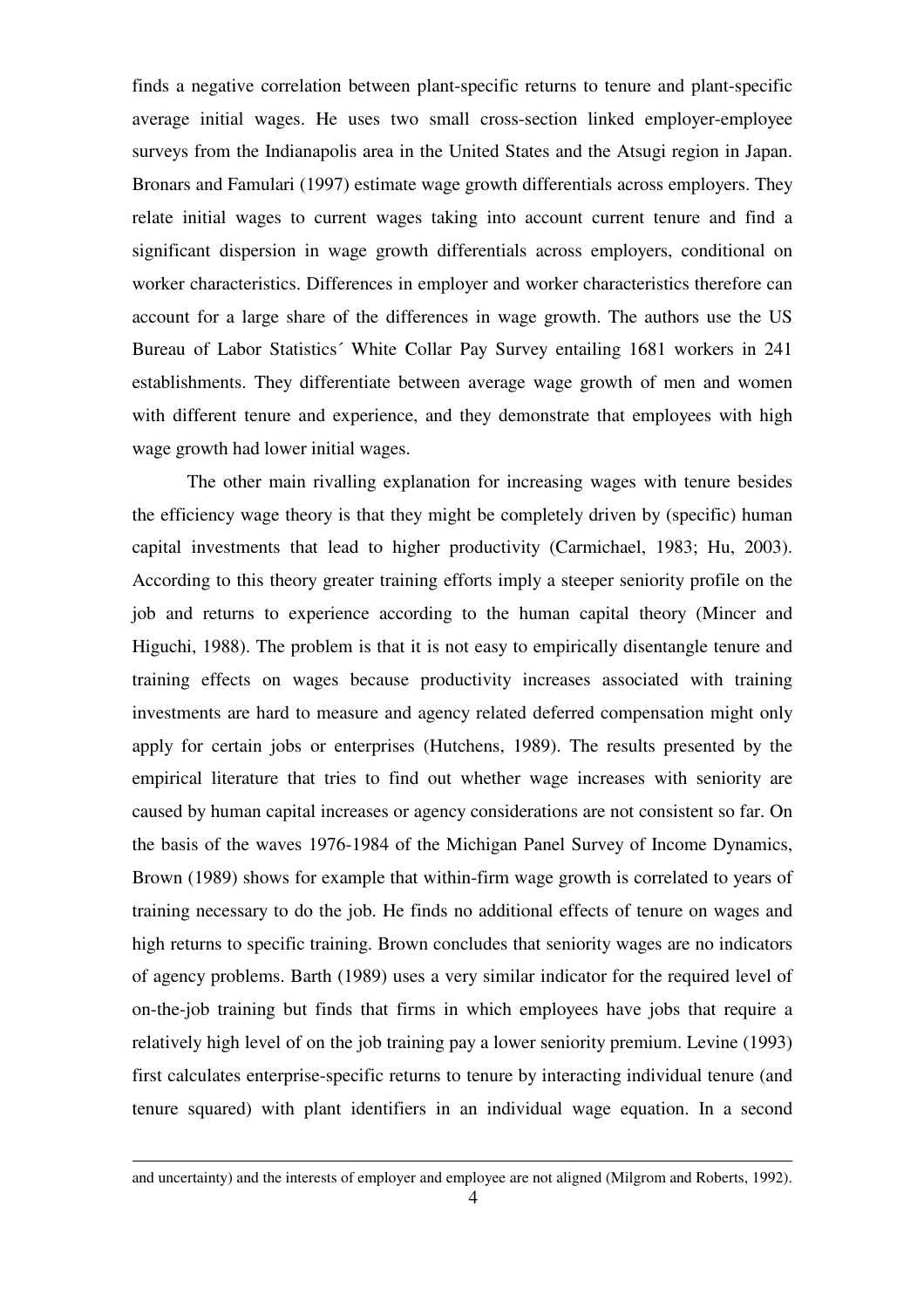finds a negative correlation between plant-specific returns to tenure and plant-specific average initial wages. He uses two small cross-section linked employer-employee surveys from the Indianapolis area in the United States and the Atsugi region in Japan. Bronars and Famulari (1997) estimate wage growth differentials across employers. They relate initial wages to current wages taking into account current tenure and find a significant dispersion in wage growth differentials across employers, conditional on worker characteristics. Differences in employer and worker characteristics therefore can account for a large share of the differences in wage growth. The authors use the US Bureau of Labor Statistics´ White Collar Pay Survey entailing 1681 workers in 241 establishments. They differentiate between average wage growth of men and women with different tenure and experience, and they demonstrate that employees with high wage growth had lower initial wages.

The other main rivalling explanation for increasing wages with tenure besides the efficiency wage theory is that they might be completely driven by (specific) human capital investments that lead to higher productivity (Carmichael, 1983; Hu, 2003). According to this theory greater training efforts imply a steeper seniority profile on the job and returns to experience according to the human capital theory (Mincer and Higuchi, 1988). The problem is that it is not easy to empirically disentangle tenure and training effects on wages because productivity increases associated with training investments are hard to measure and agency related deferred compensation might only apply for certain jobs or enterprises (Hutchens, 1989). The results presented by the empirical literature that tries to find out whether wage increases with seniority are caused by human capital increases or agency considerations are not consistent so far. On the basis of the waves 1976-1984 of the Michigan Panel Survey of Income Dynamics, Brown (1989) shows for example that within-firm wage growth is correlated to years of training necessary to do the job. He finds no additional effects of tenure on wages and high returns to specific training. Brown concludes that seniority wages are no indicators of agency problems. Barth (1989) uses a very similar indicator for the required level of on-the-job training but finds that firms in which employees have jobs that require a relatively high level of on the job training pay a lower seniority premium. Levine (1993) first calculates enterprise-specific returns to tenure by interacting individual tenure (and tenure squared) with plant identifiers in an individual wage equation. In a second

and uncertainty) and the interests of employer and employee are not aligned (Milgrom and Roberts, 1992).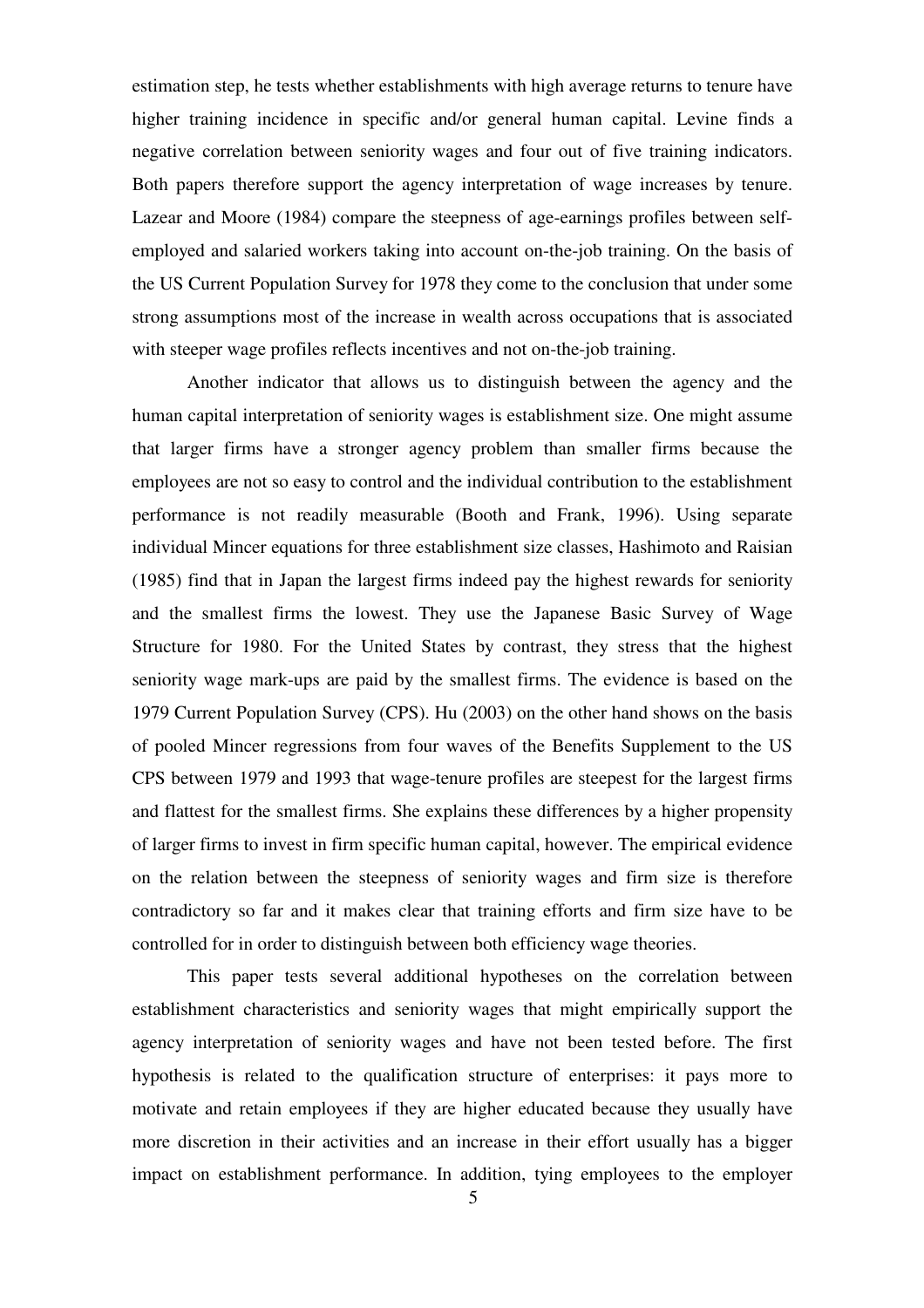estimation step, he tests whether establishments with high average returns to tenure have higher training incidence in specific and/or general human capital. Levine finds a negative correlation between seniority wages and four out of five training indicators. Both papers therefore support the agency interpretation of wage increases by tenure. Lazear and Moore (1984) compare the steepness of age-earnings profiles between self-employed and salaried workers taking into account on-the-job training. On the basis of the US Current Population Survey for 1978 they come to the conclusion that under some strong assumptions most of the increase in wealth across occupations that is associated with steeper wage profiles reflects incentives and not on-the-job training.

Another indicator that allows us to distinguish between the agency and the human capital interpretation of seniority wages is establishment size. One might assume that larger firms have a stronger agency problem than smaller firms because the employees are not so easy to control and the individual contribution to the establishment performance is not readily measurable (Booth and Frank, 1996). Using separate individual Mincer equations for three establishment size classes, Hashimoto and Raisian (1985) find that in Japan the largest firms indeed pay the highest rewards for seniority and the smallest firms the lowest. They use the Japanese Basic Survey of Wage Structure for 1980. For the United States by contrast, they stress that the highest seniority wage mark-ups are paid by the smallest firms. The evidence is based on the 1979 Current Population Survey (CPS). Hu (2003) on the other hand shows on the basis of pooled Mincer regressions from four waves of the Benefits Supplement to the US CPS between 1979 and 1993 that wage-tenure profiles are steepest for the largest firms and flattest for the smallest firms. She explains these differences by a higher propensity of larger firms to invest in firm specific human capital, however. The empirical evidence on the relation between the steepness of seniority wages and firm size is therefore contradictory so far and it makes clear that training efforts and firm size have to be controlled for in order to distinguish between both efficiency wage theories.

This paper tests several additional hypotheses on the correlation between establishment characteristics and seniority wages that might empirically support the agency interpretation of seniority wages and have not been tested before. The first hypothesis is related to the qualification structure of enterprises: it pays more to motivate and retain employees if they are higher educated because they usually have more discretion in their activities and an increase in their effort usually has a bigger impact on establishment performance. In addition, tying employees to the employer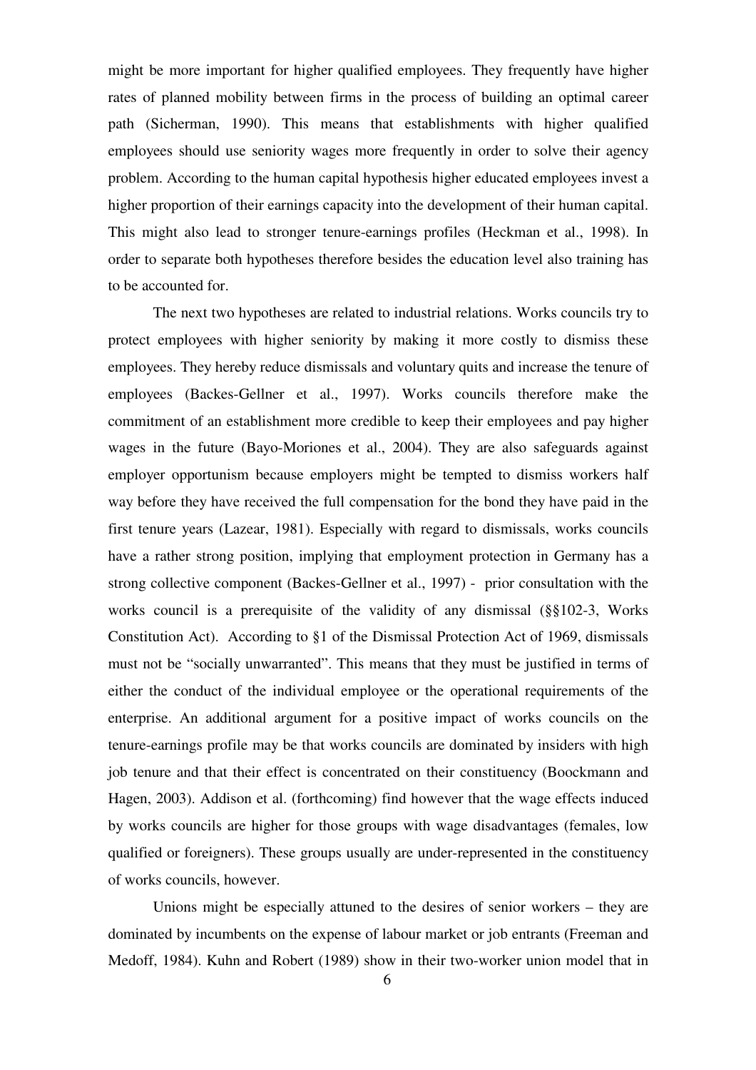might be more important for higher qualified employees. They frequently have higher rates of planned mobility between firms in the process of building an optimal career path (Sicherman, 1990). This means that establishments with higher qualified employees should use seniority wages more frequently in order to solve their agency problem. According to the human capital hypothesis higher educated employees invest a higher proportion of their earnings capacity into the development of their human capital. This might also lead to stronger tenure-earnings profiles (Heckman et al., 1998). In order to separate both hypotheses therefore besides the education level also training has to be accounted for.

The next two hypotheses are related to industrial relations. Works councils try to protect employees with higher seniority by making it more costly to dismiss these employees. They hereby reduce dismissals and voluntary quits and increase the tenure of employees (Backes-Gellner et al., 1997). Works councils therefore make the commitment of an establishment more credible to keep their employees and pay higher wages in the future (Bayo-Moriones et al., 2004). They are also safeguards against employer opportunism because employers might be tempted to dismiss workers half way before they have received the full compensation for the bond they have paid in the first tenure years (Lazear, 1981). Especially with regard to dismissals, works councils have a rather strong position, implying that employment protection in Germany has a strong collective component (Backes-Gellner et al., 1997) - prior consultation with the works council is a prerequisite of the validity of any dismissal (§§102-3, Works Constitution Act). According to §1 of the Dismissal Protection Act of 1969, dismissals must not be "socially unwarranted". This means that they must be justified in terms of either the conduct of the individual employee or the operational requirements of the enterprise. An additional argument for a positive impact of works councils on the tenure-earnings profile may be that works councils are dominated by insiders with high job tenure and that their effect is concentrated on their constituency (Boockmann and Hagen, 2003). Addison et al. (forthcoming) find however that the wage effects induced by works councils are higher for those groups with wage disadvantages (females, low qualified or foreigners). These groups usually are under-represented in the constituency of works councils, however.

Unions might be especially attuned to the desires of senior workers – they are dominated by incumbents on the expense of labour market or job entrants (Freeman and Medoff, 1984). Kuhn and Robert (1989) show in their two-worker union model that in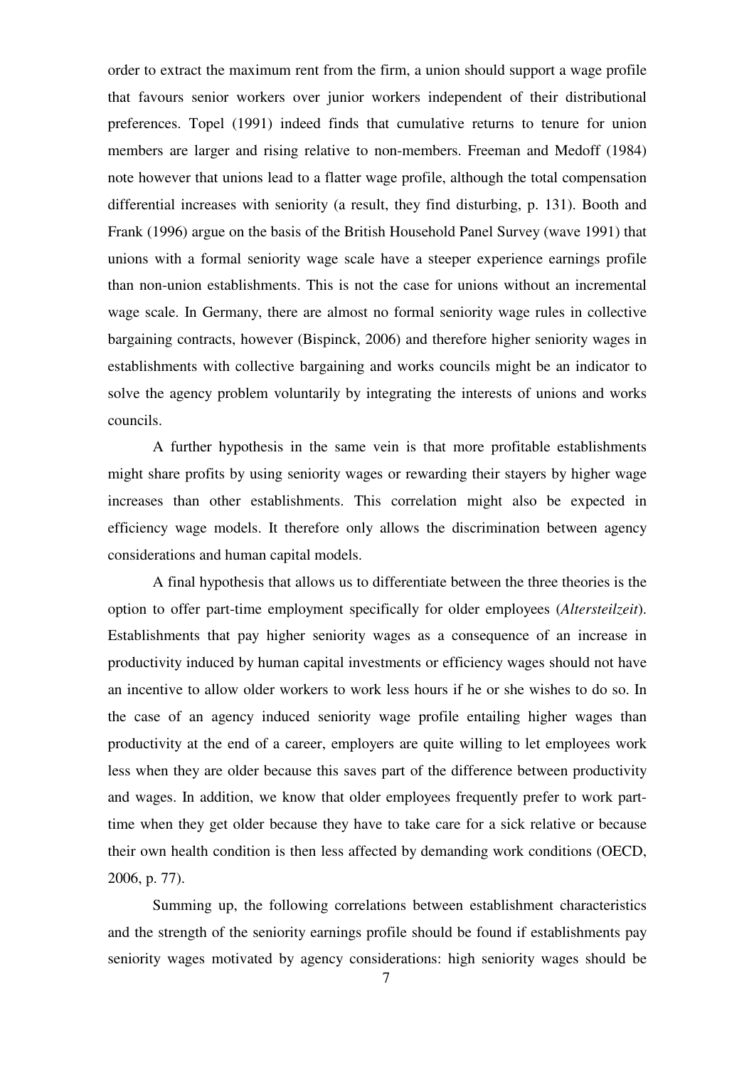order to extract the maximum rent from the firm, a union should support a wage profile that favours senior workers over junior workers independent of their distributional preferences. Topel (1991) indeed finds that cumulative returns to tenure for union members are larger and rising relative to non-members. Freeman and Medoff (1984) note however that unions lead to a flatter wage profile, although the total compensation differential increases with seniority (a result, they find disturbing, p. 131). Booth and Frank (1996) argue on the basis of the British Household Panel Survey (wave 1991) that unions with a formal seniority wage scale have a steeper experience earnings profile than non-union establishments. This is not the case for unions without an incremental wage scale. In Germany, there are almost no formal seniority wage rules in collective bargaining contracts, however (Bispinck, 2006) and therefore higher seniority wages in establishments with collective bargaining and works councils might be an indicator to solve the agency problem voluntarily by integrating the interests of unions and works councils.

A further hypothesis in the same vein is that more profitable establishments might share profits by using seniority wages or rewarding their stayers by higher wage increases than other establishments. This correlation might also be expected in efficiency wage models. It therefore only allows the discrimination between agency considerations and human capital models.

A final hypothesis that allows us to differentiate between the three theories is the option to offer part-time employment specifically for older employees (*Altersteilzeit*). Establishments that pay higher seniority wages as a consequence of an increase in productivity induced by human capital investments or efficiency wages should not have an incentive to allow older workers to work less hours if he or she wishes to do so. In the case of an agency induced seniority wage profile entailing higher wages than productivity at the end of a career, employers are quite willing to let employees work less when they are older because this saves part of the difference between productivity and wages. In addition, we know that older employees frequently prefer to work part-time when they get older because they have to take care for a sick relative or because their own health condition is then less affected by demanding work conditions (OECD, 2006, p. 77).

Summing up, the following correlations between establishment characteristics and the strength of the seniority earnings profile should be found if establishments pay seniority wages motivated by agency considerations: high seniority wages should be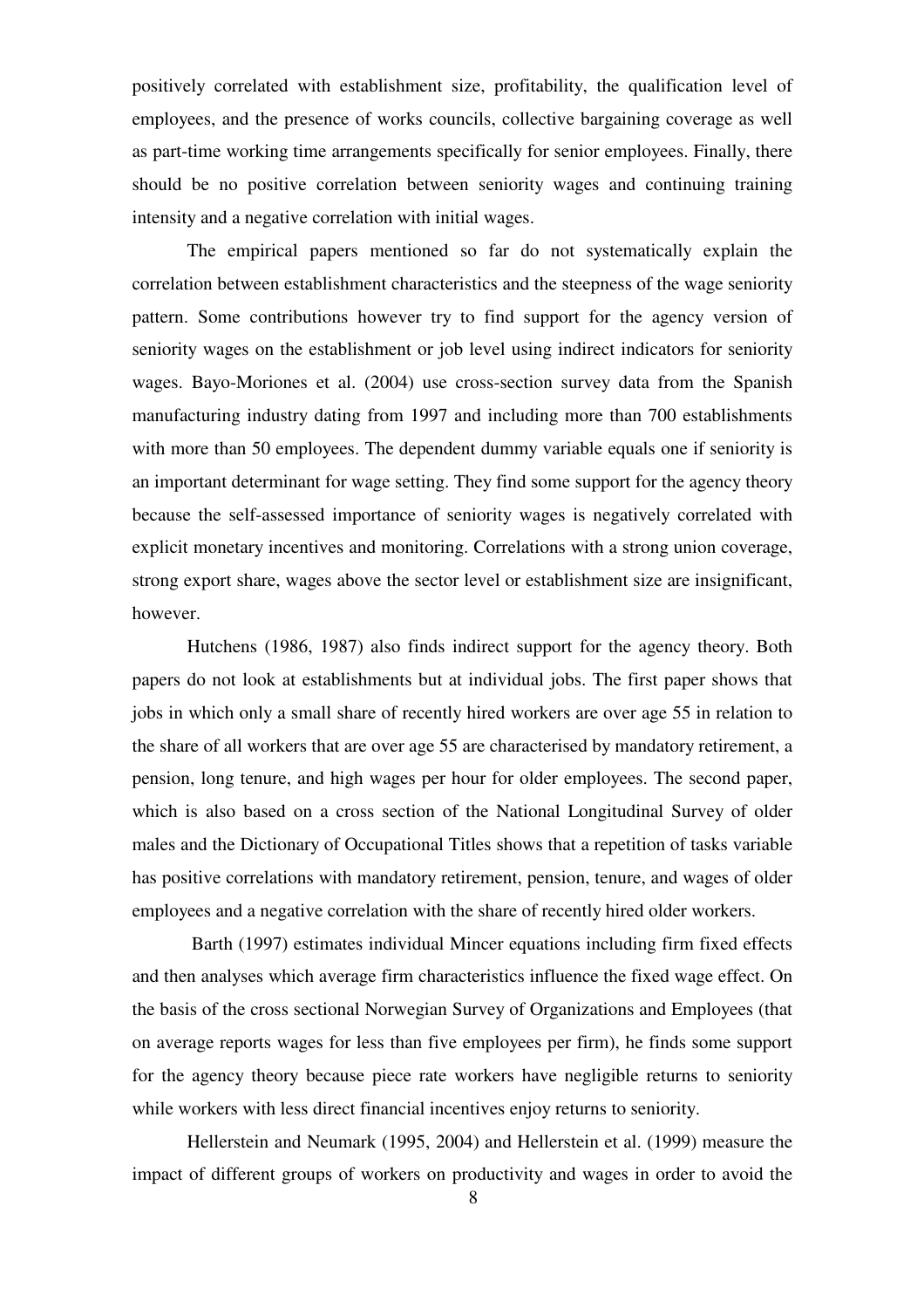positively correlated with establishment size, profitability, the qualification level of employees, and the presence of works councils, collective bargaining coverage as well as part-time working time arrangements specifically for senior employees. Finally, there should be no positive correlation between seniority wages and continuing training intensity and a negative correlation with initial wages.

The empirical papers mentioned so far do not systematically explain the correlation between establishment characteristics and the steepness of the wage seniority pattern. Some contributions however try to find support for the agency version of seniority wages on the establishment or job level using indirect indicators for seniority wages. Bayo-Moriones et al. (2004) use cross-section survey data from the Spanish manufacturing industry dating from 1997 and including more than 700 establishments with more than 50 employees. The dependent dummy variable equals one if seniority is an important determinant for wage setting. They find some support for the agency theory because the self-assessed importance of seniority wages is negatively correlated with explicit monetary incentives and monitoring. Correlations with a strong union coverage, strong export share, wages above the sector level or establishment size are insignificant, however.

Hutchens (1986, 1987) also finds indirect support for the agency theory. Both papers do not look at establishments but at individual jobs. The first paper shows that jobs in which only a small share of recently hired workers are over age 55 in relation to the share of all workers that are over age 55 are characterised by mandatory retirement, a pension, long tenure, and high wages per hour for older employees. The second paper, which is also based on a cross section of the National Longitudinal Survey of older males and the Dictionary of Occupational Titles shows that a repetition of tasks variable has positive correlations with mandatory retirement, pension, tenure, and wages of older employees and a negative correlation with the share of recently hired older workers.

Barth (1997) estimates individual Mincer equations including firm fixed effects and then analyses which average firm characteristics influence the fixed wage effect. On the basis of the cross sectional Norwegian Survey of Organizations and Employees (that on average reports wages for less than five employees per firm), he finds some support for the agency theory because piece rate workers have negligible returns to seniority while workers with less direct financial incentives enjoy returns to seniority.

Hellerstein and Neumark (1995, 2004) and Hellerstein et al. (1999) measure the impact of different groups of workers on productivity and wages in order to avoid the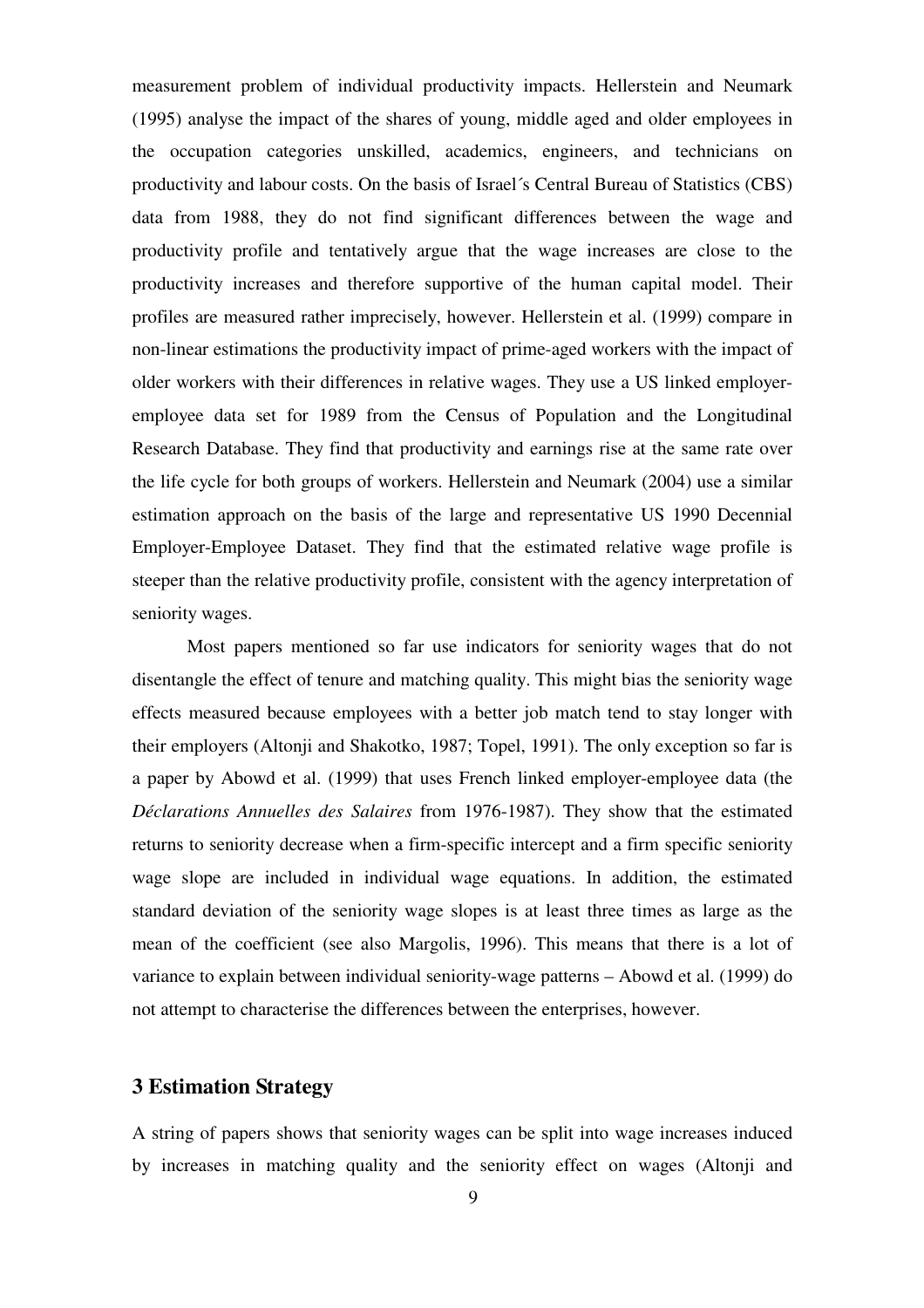measurement problem of individual productivity impacts. Hellerstein and Neumark (1995) analyse the impact of the shares of young, middle aged and older employees in the occupation categories unskilled, academics, engineers, and technicians on productivity and labour costs. On the basis of Israel´s Central Bureau of Statistics (CBS) data from 1988, they do not find significant differences between the wage and productivity profile and tentatively argue that the wage increases are close to the productivity increases and therefore supportive of the human capital model. Their profiles are measured rather imprecisely, however. Hellerstein et al. (1999) compare in non-linear estimations the productivity impact of prime-aged workers with the impact of older workers with their differences in relative wages. They use a US linked employer-employee data set for 1989 from the Census of Population and the Longitudinal Research Database. They find that productivity and earnings rise at the same rate over the life cycle for both groups of workers. Hellerstein and Neumark (2004) use a similar estimation approach on the basis of the large and representative US 1990 Decennial Employer-Employee Dataset. They find that the estimated relative wage profile is steeper than the relative productivity profile, consistent with the agency interpretation of seniority wages.

Most papers mentioned so far use indicators for seniority wages that do not disentangle the effect of tenure and matching quality. This might bias the seniority wage effects measured because employees with a better job match tend to stay longer with their employers (Altonji and Shakotko, 1987; Topel, 1991). The only exception so far is a paper by Abowd et al. (1999) that uses French linked employer-employee data (the *Déclarations Annuelles des Salaires* from 1976-1987). They show that the estimated returns to seniority decrease when a firm-specific intercept and a firm specific seniority wage slope are included in individual wage equations. In addition, the estimated standard deviation of the seniority wage slopes is at least three times as large as the mean of the coefficient (see also Margolis, 1996). This means that there is a lot of variance to explain between individual seniority-wage patterns – Abowd et al. (1999) do not attempt to characterise the differences between the enterprises, however.

## 3 Estimation Strategy

A string of papers shows that seniority wages can be split into wage increases induced by increases in matching quality and the seniority effect on wages (Altonji and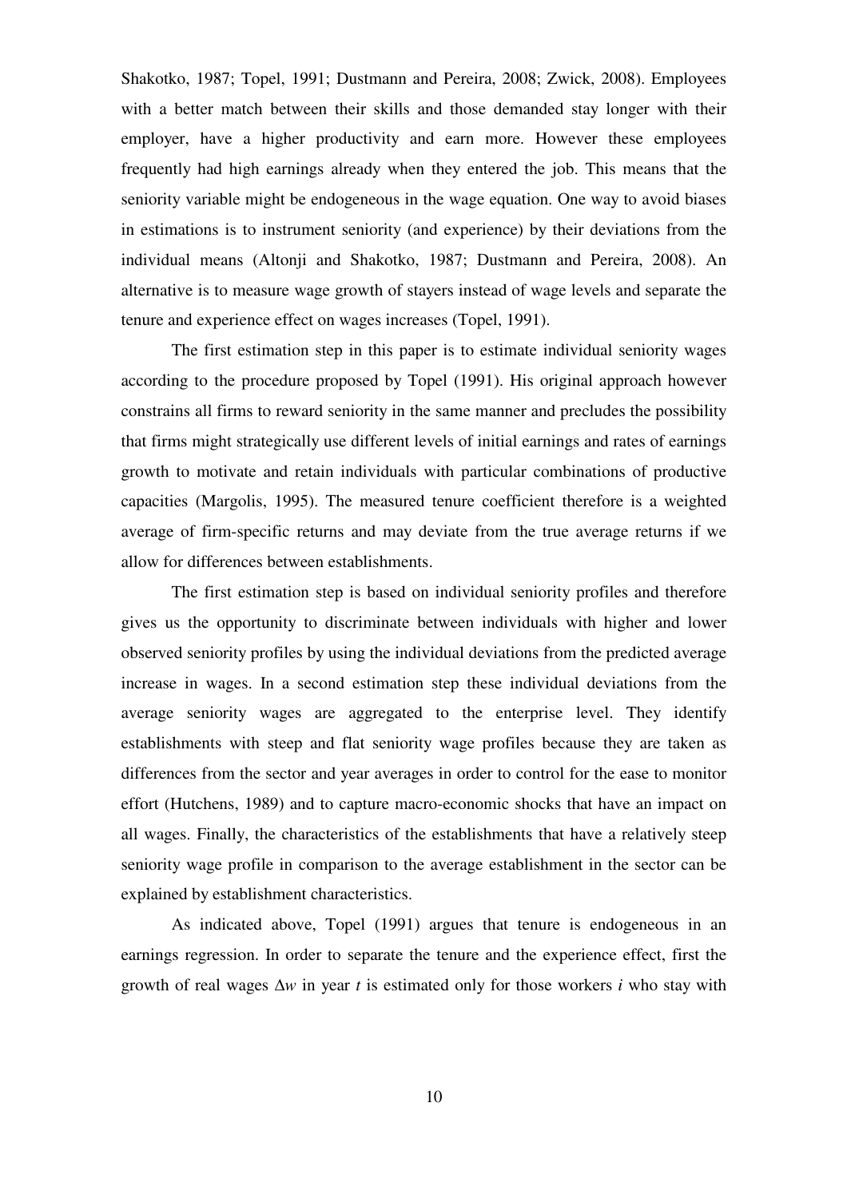Shakotko, 1987; Topel, 1991; Dustmann and Pereira, 2008; Zwick, 2008). Employees with a better match between their skills and those demanded stay longer with their employer, have a higher productivity and earn more. However these employees frequently had high earnings already when they entered the job. This means that the seniority variable might be endogeneous in the wage equation. One way to avoid biases in estimations is to instrument seniority (and experience) by their deviations from the individual means (Altonji and Shakotko, 1987; Dustmann and Pereira, 2008). An alternative is to measure wage growth of stayers instead of wage levels and separate the tenure and experience effect on wages increases (Topel, 1991).

The first estimation step in this paper is to estimate individual seniority wages according to the procedure proposed by Topel (1991). His original approach however constrains all firms to reward seniority in the same manner and precludes the possibility that firms might strategically use different levels of initial earnings and rates of earnings growth to motivate and retain individuals with particular combinations of productive capacities (Margolis, 1995). The measured tenure coefficient therefore is a weighted average of firm-specific returns and may deviate from the true average returns if we allow for differences between establishments.

The first estimation step is based on individual seniority profiles and therefore gives us the opportunity to discriminate between individuals with higher and lower observed seniority profiles by using the individual deviations from the predicted average increase in wages. In a second estimation step these individual deviations from the average seniority wages are aggregated to the enterprise level. They identify establishments with steep and flat seniority wage profiles because they are taken as differences from the sector and year averages in order to control for the ease to monitor effort (Hutchens, 1989) and to capture macro-economic shocks that have an impact on all wages. Finally, the characteristics of the establishments that have a relatively steep seniority wage profile in comparison to the average establishment in the sector can be explained by establishment characteristics.

As indicated above, Topel (1991) argues that tenure is endogeneous in an earnings regression. In order to separate the tenure and the experience effect, first the growth of real wages $\Delta w$ in year $t$ is estimated only for those workers $i$ who stay with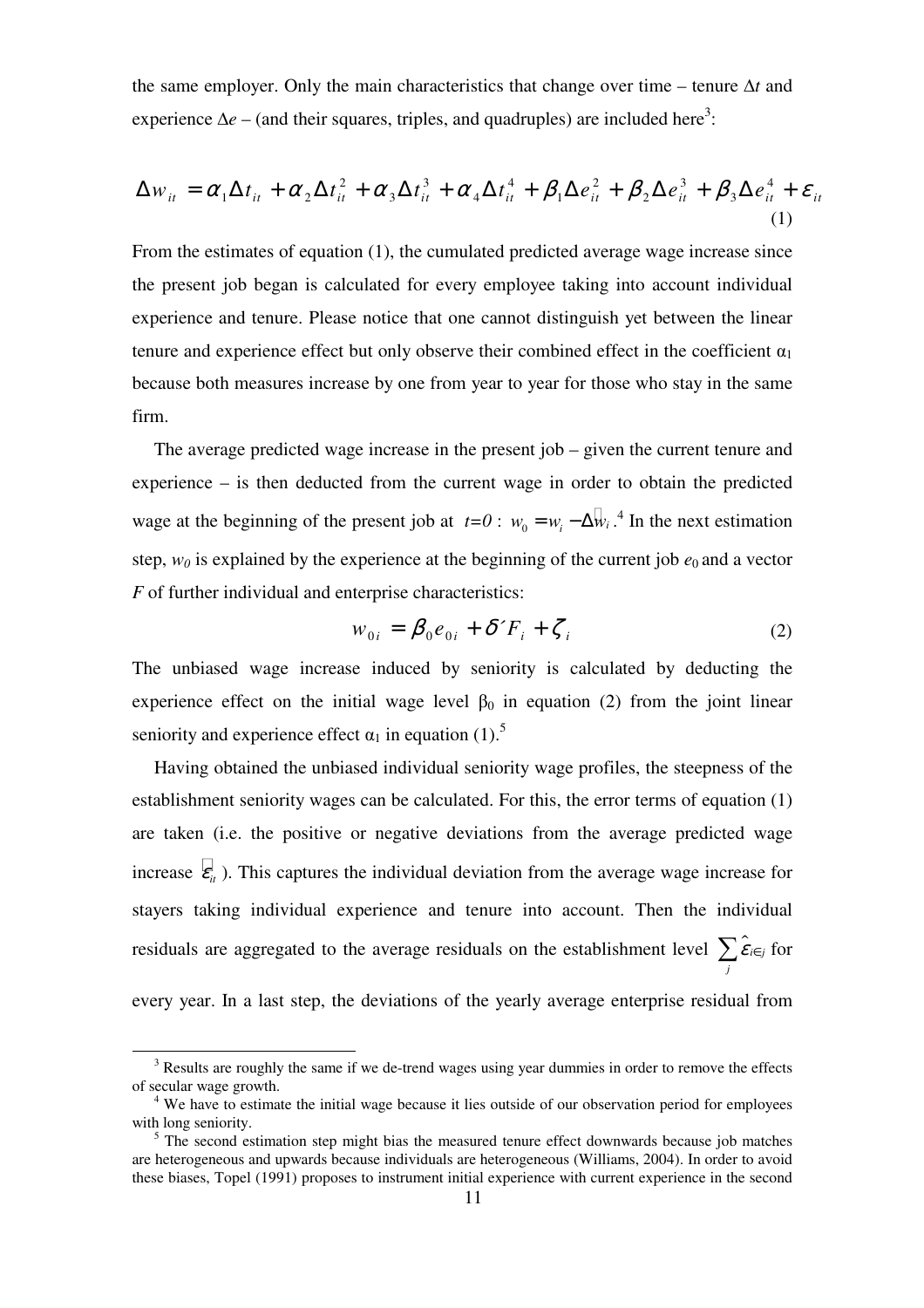the same employer. Only the main characteristics that change over time – tenure $\Delta t$ and experience $\Delta e$ – (and their squares, triples, and quadruples) are included here[3]:

$$\Delta w_{it} = \alpha_1 \Delta t_{it} + \alpha_2 \Delta t_{it}^2 + \alpha_3 \Delta t_{it}^3 + \alpha_4 \Delta t_{it}^4 + \beta_1 \Delta e_{it}^2 + \beta_2 \Delta e_{it}^3 + \beta_3 \Delta e_{it}^4 + \varepsilon_{it} \tag{1}$$

From the estimates of equation (1), the cumulated predicted average wage increase since the present job began is calculated for every employee taking into account individual experience and tenure. Please notice that one cannot distinguish yet between the linear tenure and experience effect but only observe their combined effect in the coefficient $\alpha_1$ because both measures increase by one from year to year for those who stay in the same firm.

The average predicted wage increase in the present job – given the current tenure and experience – is then deducted from the current wage in order to obtain the predicted wage at the beginning of the present job at $t=0$: $w_0 = w_i - \Delta \hat{w}_i$.[4] In the next estimation step, $w_0$ is explained by the experience at the beginning of the current job $e_0$ and a vector $F$ of further individual and enterprise characteristics:

$$w_{0i} = \beta_0 e_{0i} + \delta' F_i + \zeta_i \tag{2}$$

The unbiased wage increase induced by seniority is calculated by deducting the experience effect on the initial wage level $\beta_0$ in equation (2) from the joint linear seniority and experience effect $\alpha_1$ in equation (1).[5]

Having obtained the unbiased individual seniority wage profiles, the steepness of the establishment seniority wages can be calculated. For this, the error terms of equation (1) are taken (i.e. the positive or negative deviations from the average predicted wage increase $\hat{\varepsilon}_{it}$). This captures the individual deviation from the average wage increase for stayers taking individual experience and tenure into account. Then the individual residuals are aggregated to the average residuals on the establishment level $\sum_j \hat{\varepsilon}_{i \in j}$ for every year. In a last step, the deviations of the yearly average enterprise residual from

---

[3] Results are roughly the same if we de-trend wages using year dummies in order to remove the effects of secular wage growth.

[4] We have to estimate the initial wage because it lies outside of our observation period for employees with long seniority.

[5] The second estimation step might bias the measured tenure effect downwards because job matches are heterogeneous and upwards because individuals are heterogeneous (Williams, 2004). In order to avoid these biases, Topel (1991) proposes to instrument initial experience with current experience in the second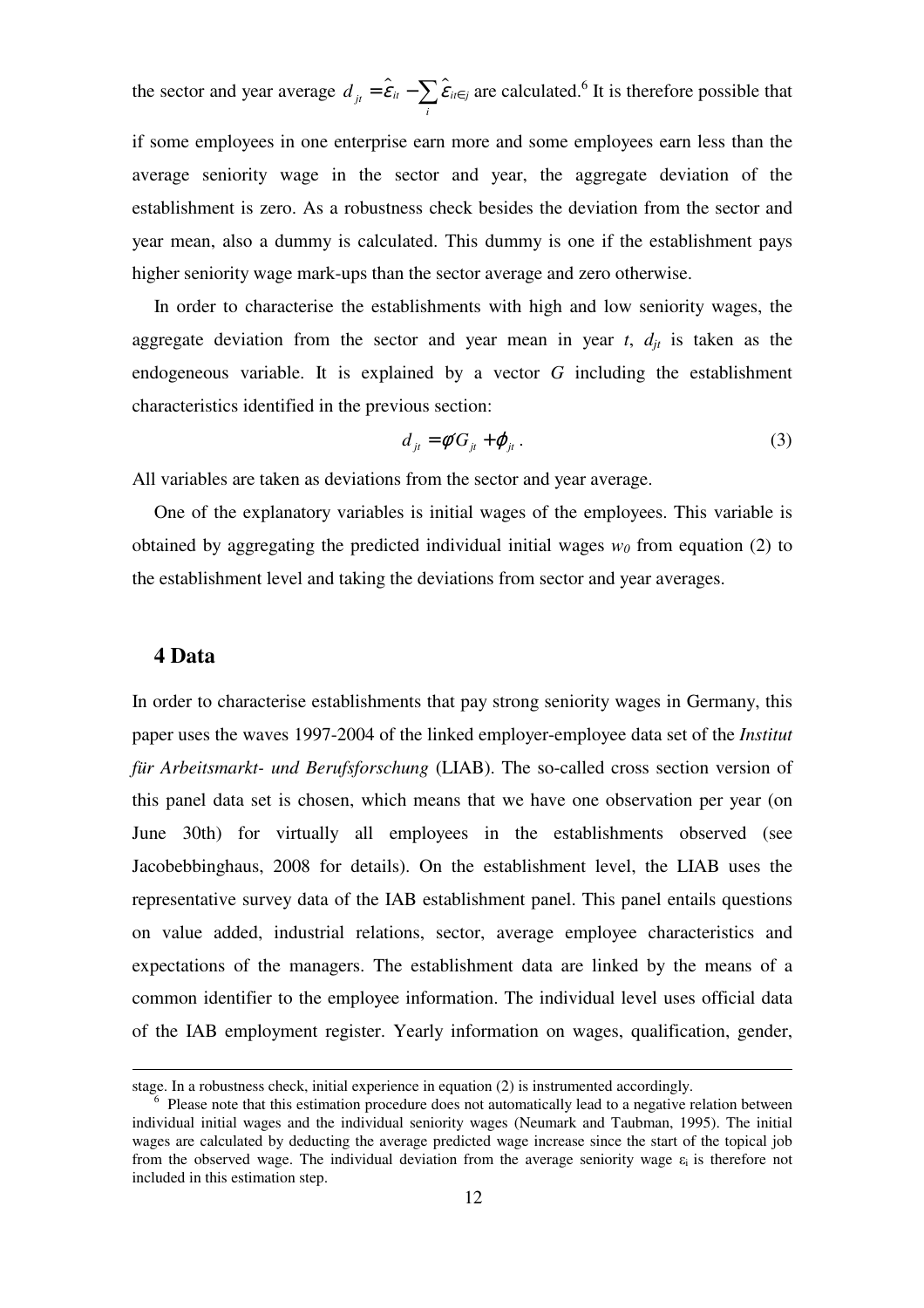the sector and year average $d_{jt} = \hat{\varepsilon}_{it} - \sum_i \hat{\varepsilon}_{it\in j}$ are calculated.[6] It is therefore possible that if some employees in one enterprise earn more and some employees earn less than the average seniority wage in the sector and year, the aggregate deviation of the establishment is zero. As a robustness check besides the deviation from the sector and year mean, also a dummy is calculated. This dummy is one if the establishment pays higher seniority wage mark-ups than the sector average and zero otherwise.

In order to characterise the establishments with high and low seniority wages, the aggregate deviation from the sector and year mean in year $t$, $d_{jt}$ is taken as the endogeneous variable. It is explained by a vector $G$ including the establishment characteristics identified in the previous section:

$$d_{jt} = \phi' G_{jt} + \varphi_{jt} \,. \tag{3}$$

All variables are taken as deviations from the sector and year average.

One of the explanatory variables is initial wages of the employees. This variable is obtained by aggregating the predicted individual initial wages $w_0$ from equation (2) to the establishment level and taking the deviations from sector and year averages.

## 4 Data

In order to characterise establishments that pay strong seniority wages in Germany, this paper uses the waves 1997-2004 of the linked employer-employee data set of the *Institut für Arbeitsmarkt- und Berufsforschung* (LIAB). The so-called cross section version of this panel data set is chosen, which means that we have one observation per year (on June 30th) for virtually all employees in the establishments observed (see Jacobebbinghaus, 2008 for details). On the establishment level, the LIAB uses the representative survey data of the IAB establishment panel. This panel entails questions on value added, industrial relations, sector, average employee characteristics and expectations of the managers. The establishment data are linked by the means of a common identifier to the employee information. The individual level uses official data of the IAB employment register. Yearly information on wages, qualification, gender,

---

stage. In a robustness check, initial experience in equation (2) is instrumented accordingly.

[6] Please note that this estimation procedure does not automatically lead to a negative relation between individual initial wages and the individual seniority wages (Neumark and Taubman, 1995). The initial wages are calculated by deducting the average predicted wage increase since the start of the topical job from the observed wage. The individual deviation from the average seniority wage $\varepsilon_i$ is therefore not included in this estimation step.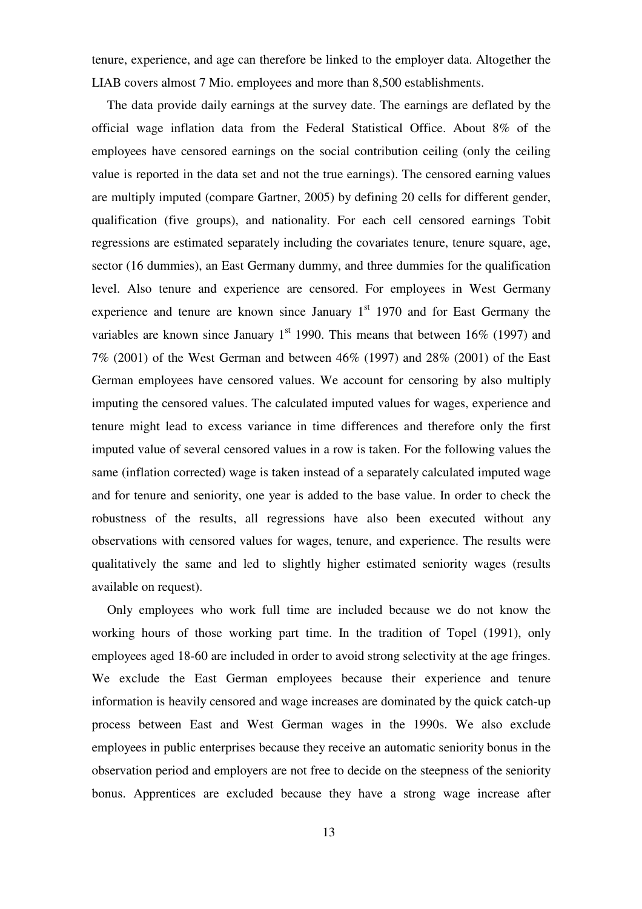tenure, experience, and age can therefore be linked to the employer data. Altogether the LIAB covers almost 7 Mio. employees and more than 8,500 establishments.

The data provide daily earnings at the survey date. The earnings are deflated by the official wage inflation data from the Federal Statistical Office. About 8% of the employees have censored earnings on the social contribution ceiling (only the ceiling value is reported in the data set and not the true earnings). The censored earning values are multiply imputed (compare Gartner, 2005) by defining 20 cells for different gender, qualification (five groups), and nationality. For each cell censored earnings Tobit regressions are estimated separately including the covariates tenure, tenure square, age, sector (16 dummies), an East Germany dummy, and three dummies for the qualification level. Also tenure and experience are censored. For employees in West Germany experience and tenure are known since January 1st 1970 and for East Germany the variables are known since January 1st 1990. This means that between 16% (1997) and 7% (2001) of the West German and between 46% (1997) and 28% (2001) of the East German employees have censored values. We account for censoring by also multiply imputing the censored values. The calculated imputed values for wages, experience and tenure might lead to excess variance in time differences and therefore only the first imputed value of several censored values in a row is taken. For the following values the same (inflation corrected) wage is taken instead of a separately calculated imputed wage and for tenure and seniority, one year is added to the base value. In order to check the robustness of the results, all regressions have also been executed without any observations with censored values for wages, tenure, and experience. The results were qualitatively the same and led to slightly higher estimated seniority wages (results available on request).

Only employees who work full time are included because we do not know the working hours of those working part time. In the tradition of Topel (1991), only employees aged 18-60 are included in order to avoid strong selectivity at the age fringes. We exclude the East German employees because their experience and tenure information is heavily censored and wage increases are dominated by the quick catch-up process between East and West German wages in the 1990s. We also exclude employees in public enterprises because they receive an automatic seniority bonus in the observation period and employers are not free to decide on the steepness of the seniority bonus. Apprentices are excluded because they have a strong wage increase after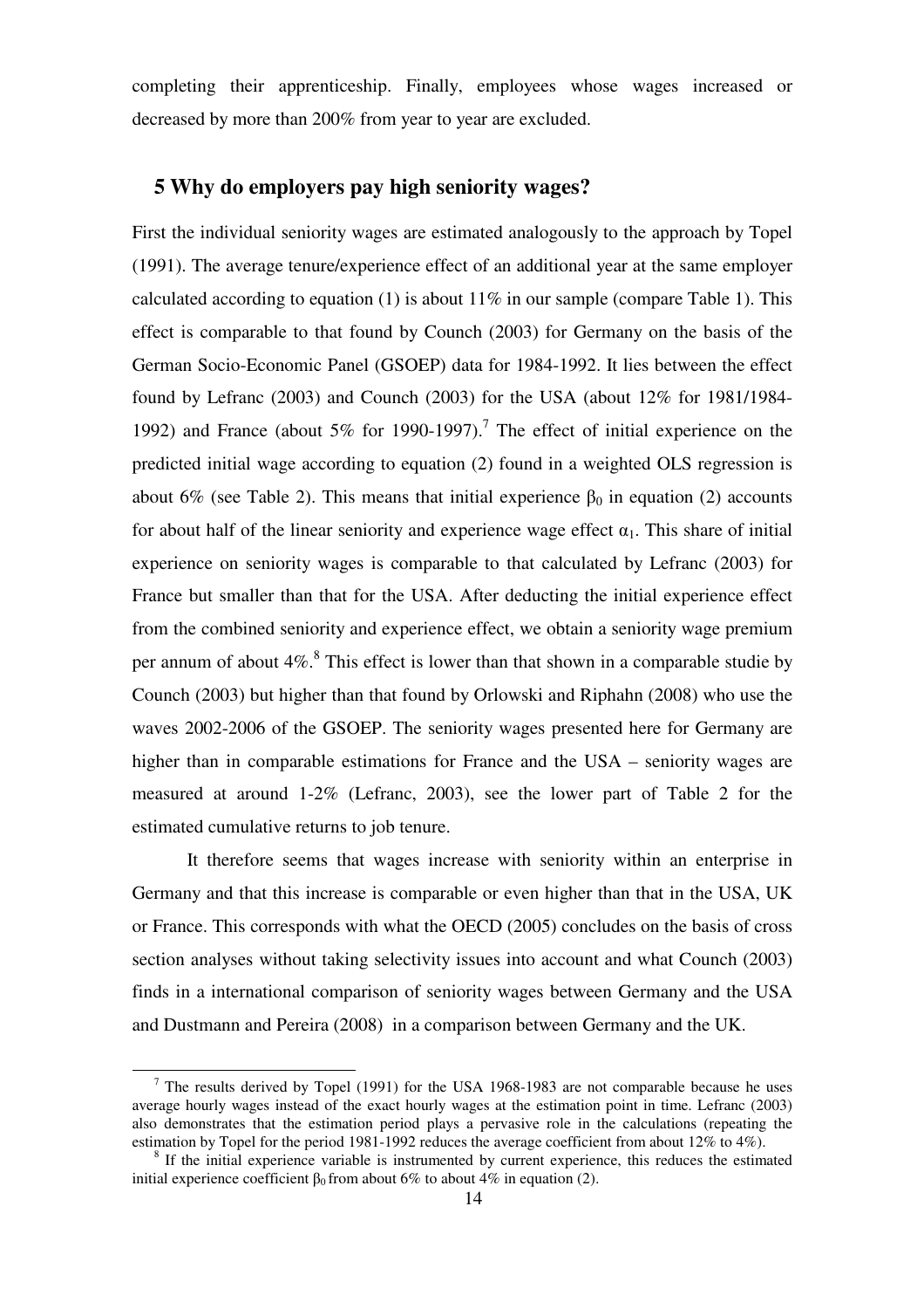completing their apprenticeship. Finally, employees whose wages increased or decreased by more than 200% from year to year are excluded.

## 5 Why do employers pay high seniority wages?

First the individual seniority wages are estimated analogously to the approach by Topel (1991). The average tenure/experience effect of an additional year at the same employer calculated according to equation (1) is about 11% in our sample (compare Table 1). This effect is comparable to that found by Counch (2003) for Germany on the basis of the German Socio-Economic Panel (GSOEP) data for 1984-1992. It lies between the effect found by Lefranc (2003) and Counch (2003) for the USA (about 12% for 1981/1984-1992) and France (about 5% for 1990-1997).[7] The effect of initial experience on the predicted initial wage according to equation (2) found in a weighted OLS regression is about 6% (see Table 2). This means that initial experience $\beta_0$ in equation (2) accounts for about half of the linear seniority and experience wage effect $\alpha_1$. This share of initial experience on seniority wages is comparable to that calculated by Lefranc (2003) for France but smaller than that for the USA. After deducting the initial experience effect from the combined seniority and experience effect, we obtain a seniority wage premium per annum of about 4%.[8] This effect is lower than that shown in a comparable studie by Counch (2003) but higher than that found by Orlowski and Riphahn (2008) who use the waves 2002-2006 of the GSOEP. The seniority wages presented here for Germany are higher than in comparable estimations for France and the USA – seniority wages are measured at around 1-2% (Lefranc, 2003), see the lower part of Table 2 for the estimated cumulative returns to job tenure.

It therefore seems that wages increase with seniority within an enterprise in Germany and that this increase is comparable or even higher than that in the USA, UK or France. This corresponds with what the OECD (2005) concludes on the basis of cross section analyses without taking selectivity issues into account and what Counch (2003) finds in a international comparison of seniority wages between Germany and the USA and Dustmann and Pereira (2008) in a comparison between Germany and the UK.

---

[7] The results derived by Topel (1991) for the USA 1968-1983 are not comparable because he uses average hourly wages instead of the exact hourly wages at the estimation point in time. Lefranc (2003) also demonstrates that the estimation period plays a pervasive role in the calculations (repeating the estimation by Topel for the period 1981-1992 reduces the average coefficient from about 12% to 4%).

[8] If the initial experience variable is instrumented by current experience, this reduces the estimated initial experience coefficient $\beta_0$ from about 6% to about 4% in equation (2).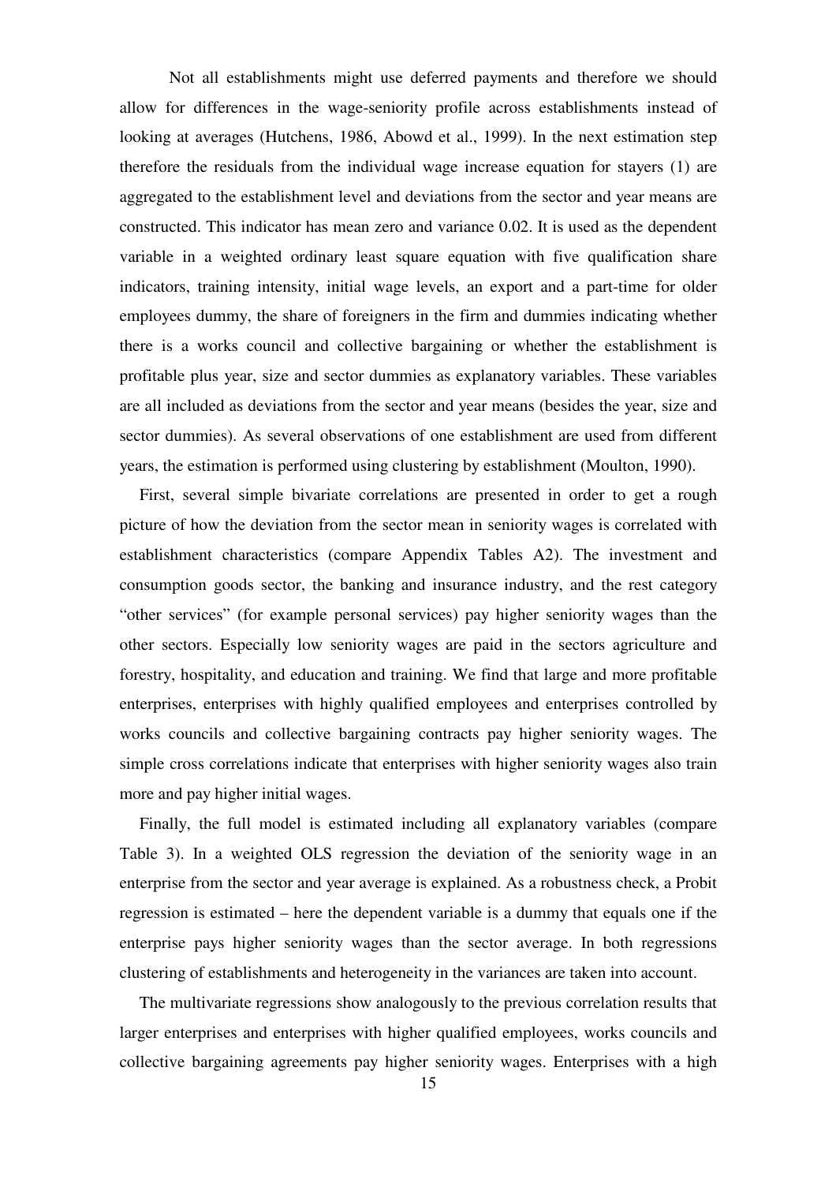Not all establishments might use deferred payments and therefore we should allow for differences in the wage-seniority profile across establishments instead of looking at averages (Hutchens, 1986, Abowd et al., 1999). In the next estimation step therefore the residuals from the individual wage increase equation for stayers (1) are aggregated to the establishment level and deviations from the sector and year means are constructed. This indicator has mean zero and variance 0.02. It is used as the dependent variable in a weighted ordinary least square equation with five qualification share indicators, training intensity, initial wage levels, an export and a part-time for older employees dummy, the share of foreigners in the firm and dummies indicating whether there is a works council and collective bargaining or whether the establishment is profitable plus year, size and sector dummies as explanatory variables. These variables are all included as deviations from the sector and year means (besides the year, size and sector dummies). As several observations of one establishment are used from different years, the estimation is performed using clustering by establishment (Moulton, 1990).

First, several simple bivariate correlations are presented in order to get a rough picture of how the deviation from the sector mean in seniority wages is correlated with establishment characteristics (compare Appendix Tables A2). The investment and consumption goods sector, the banking and insurance industry, and the rest category "other services" (for example personal services) pay higher seniority wages than the other sectors. Especially low seniority wages are paid in the sectors agriculture and forestry, hospitality, and education and training. We find that large and more profitable enterprises, enterprises with highly qualified employees and enterprises controlled by works councils and collective bargaining contracts pay higher seniority wages. The simple cross correlations indicate that enterprises with higher seniority wages also train more and pay higher initial wages.

Finally, the full model is estimated including all explanatory variables (compare Table 3). In a weighted OLS regression the deviation of the seniority wage in an enterprise from the sector and year average is explained. As a robustness check, a Probit regression is estimated – here the dependent variable is a dummy that equals one if the enterprise pays higher seniority wages than the sector average. In both regressions clustering of establishments and heterogeneity in the variances are taken into account.

The multivariate regressions show analogously to the previous correlation results that larger enterprises and enterprises with higher qualified employees, works councils and collective bargaining agreements pay higher seniority wages. Enterprises with a high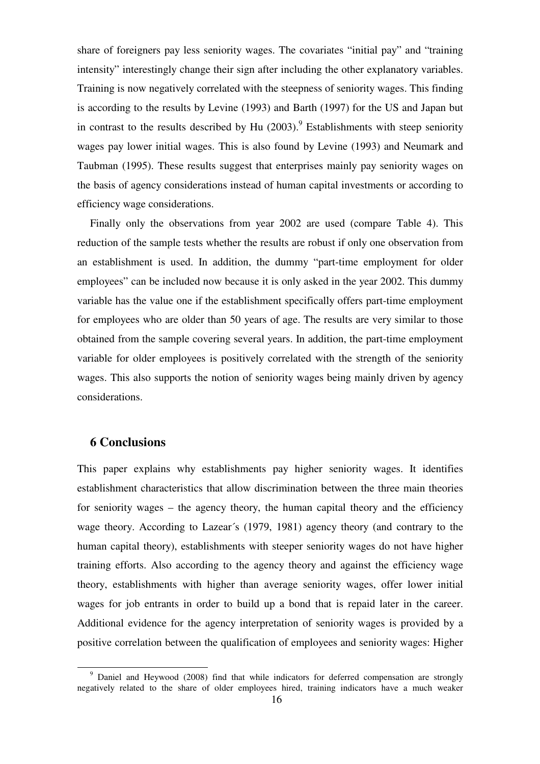share of foreigners pay less seniority wages. The covariates "initial pay" and "training intensity" interestingly change their sign after including the other explanatory variables. Training is now negatively correlated with the steepness of seniority wages. This finding is according to the results by Levine (1993) and Barth (1997) for the US and Japan but in contrast to the results described by Hu (2003).[9] Establishments with steep seniority wages pay lower initial wages. This is also found by Levine (1993) and Neumark and Taubman (1995). These results suggest that enterprises mainly pay seniority wages on the basis of agency considerations instead of human capital investments or according to efficiency wage considerations.

Finally only the observations from year 2002 are used (compare Table 4). This reduction of the sample tests whether the results are robust if only one observation from an establishment is used. In addition, the dummy "part-time employment for older employees" can be included now because it is only asked in the year 2002. This dummy variable has the value one if the establishment specifically offers part-time employment for employees who are older than 50 years of age. The results are very similar to those obtained from the sample covering several years. In addition, the part-time employment variable for older employees is positively correlated with the strength of the seniority wages. This also supports the notion of seniority wages being mainly driven by agency considerations.

## 6 Conclusions

This paper explains why establishments pay higher seniority wages. It identifies establishment characteristics that allow discrimination between the three main theories for seniority wages – the agency theory, the human capital theory and the efficiency wage theory. According to Lazear´s (1979, 1981) agency theory (and contrary to the human capital theory), establishments with steeper seniority wages do not have higher training efforts. Also according to the agency theory and against the efficiency wage theory, establishments with higher than average seniority wages, offer lower initial wages for job entrants in order to build up a bond that is repaid later in the career. Additional evidence for the agency interpretation of seniority wages is provided by a positive correlation between the qualification of employees and seniority wages: Higher

[9] Daniel and Heywood (2008) find that while indicators for deferred compensation are strongly negatively related to the share of older employees hired, training indicators have a much weaker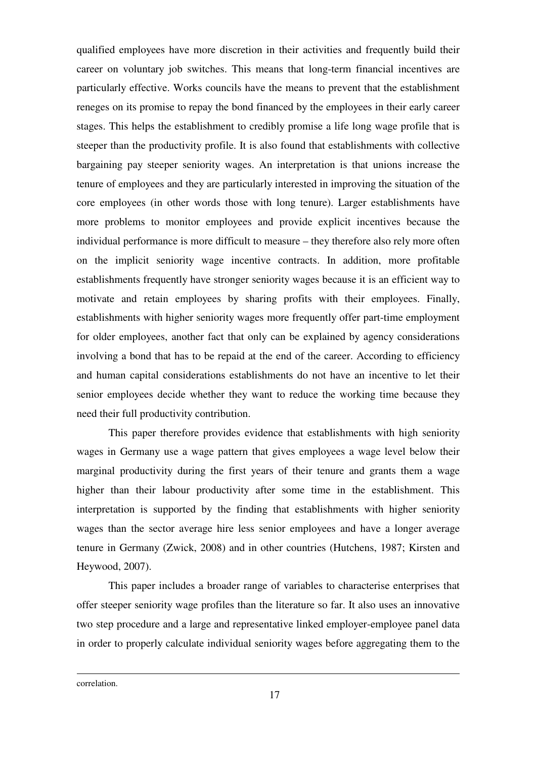qualified employees have more discretion in their activities and frequently build their career on voluntary job switches. This means that long-term financial incentives are particularly effective. Works councils have the means to prevent that the establishment reneges on its promise to repay the bond financed by the employees in their early career stages. This helps the establishment to credibly promise a life long wage profile that is steeper than the productivity profile. It is also found that establishments with collective bargaining pay steeper seniority wages. An interpretation is that unions increase the tenure of employees and they are particularly interested in improving the situation of the core employees (in other words those with long tenure). Larger establishments have more problems to monitor employees and provide explicit incentives because the individual performance is more difficult to measure – they therefore also rely more often on the implicit seniority wage incentive contracts. In addition, more profitable establishments frequently have stronger seniority wages because it is an efficient way to motivate and retain employees by sharing profits with their employees. Finally, establishments with higher seniority wages more frequently offer part-time employment for older employees, another fact that only can be explained by agency considerations involving a bond that has to be repaid at the end of the career. According to efficiency and human capital considerations establishments do not have an incentive to let their senior employees decide whether they want to reduce the working time because they need their full productivity contribution.

This paper therefore provides evidence that establishments with high seniority wages in Germany use a wage pattern that gives employees a wage level below their marginal productivity during the first years of their tenure and grants them a wage higher than their labour productivity after some time in the establishment. This interpretation is supported by the finding that establishments with higher seniority wages than the sector average hire less senior employees and have a longer average tenure in Germany (Zwick, 2008) and in other countries (Hutchens, 1987; Kirsten and Heywood, 2007).

This paper includes a broader range of variables to characterise enterprises that offer steeper seniority wage profiles than the literature so far. It also uses an innovative two step procedure and a large and representative linked employer-employee panel data in order to properly calculate individual seniority wages before aggregating them to the

correlation.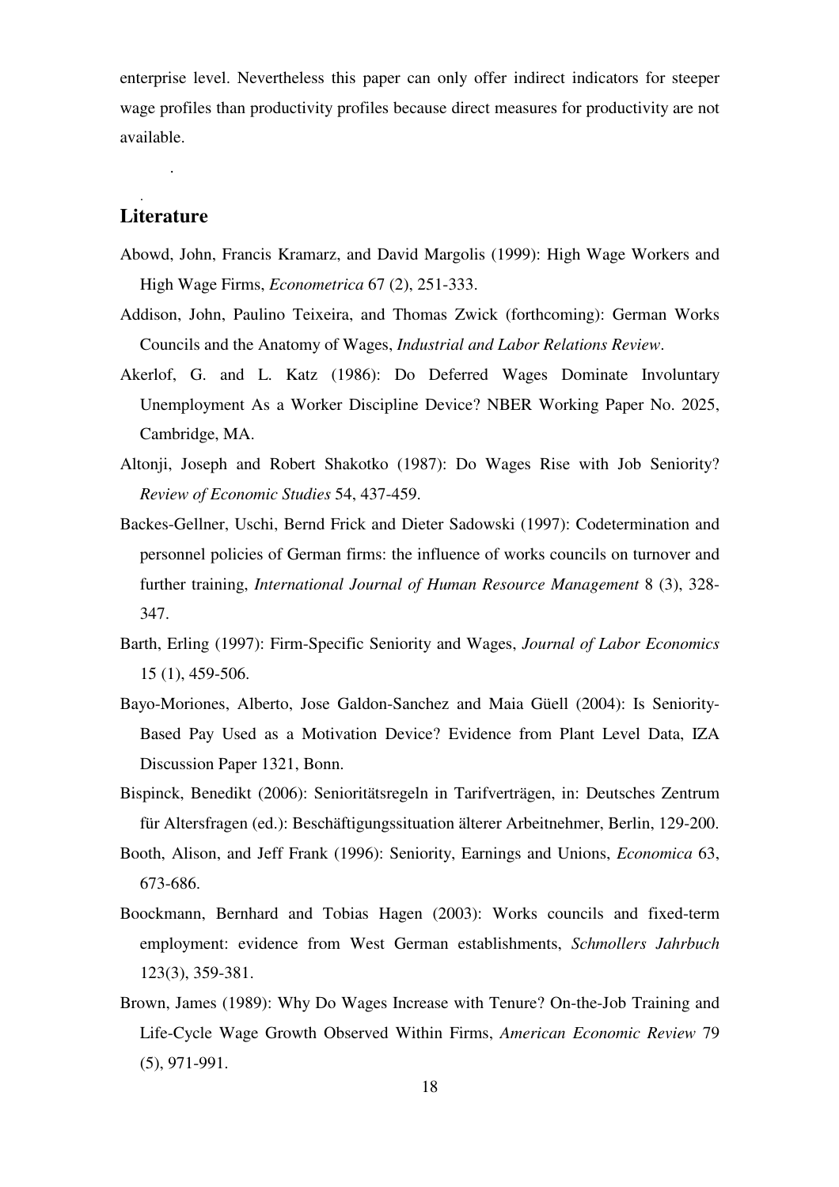enterprise level. Nevertheless this paper can only offer indirect indicators for steeper wage profiles than productivity profiles because direct measures for productivity are not available.

## Literature

Abowd, John, Francis Kramarz, and David Margolis (1999): High Wage Workers and High Wage Firms, *Econometrica* 67 (2), 251-333.

Addison, John, Paulino Teixeira, and Thomas Zwick (forthcoming): German Works Councils and the Anatomy of Wages, *Industrial and Labor Relations Review*.

Akerlof, G. and L. Katz (1986): Do Deferred Wages Dominate Involuntary Unemployment As a Worker Discipline Device? NBER Working Paper No. 2025, Cambridge, MA.

Altonji, Joseph and Robert Shakotko (1987): Do Wages Rise with Job Seniority? *Review of Economic Studies* 54, 437-459.

Backes-Gellner, Uschi, Bernd Frick and Dieter Sadowski (1997): Codetermination and personnel policies of German firms: the influence of works councils on turnover and further training, *International Journal of Human Resource Management* 8 (3), 328-347.

Barth, Erling (1997): Firm-Specific Seniority and Wages, *Journal of Labor Economics* 15 (1), 459-506.

Bayo-Moriones, Alberto, Jose Galdon-Sanchez and Maia Güell (2004): Is Seniority-Based Pay Used as a Motivation Device? Evidence from Plant Level Data, IZA Discussion Paper 1321, Bonn.

Bispinck, Benedikt (2006): Senioritätsregeln in Tarifverträgen, in: Deutsches Zentrum für Altersfragen (ed.): Beschäftigungssituation älterer Arbeitnehmer, Berlin, 129-200.

Booth, Alison, and Jeff Frank (1996): Seniority, Earnings and Unions, *Economica* 63, 673-686.

Boockmann, Bernhard and Tobias Hagen (2003): Works councils and fixed-term employment: evidence from West German establishments, *Schmollers Jahrbuch* 123(3), 359-381.

Brown, James (1989): Why Do Wages Increase with Tenure? On-the-Job Training and Life-Cycle Wage Growth Observed Within Firms, *American Economic Review* 79 (5), 971-991.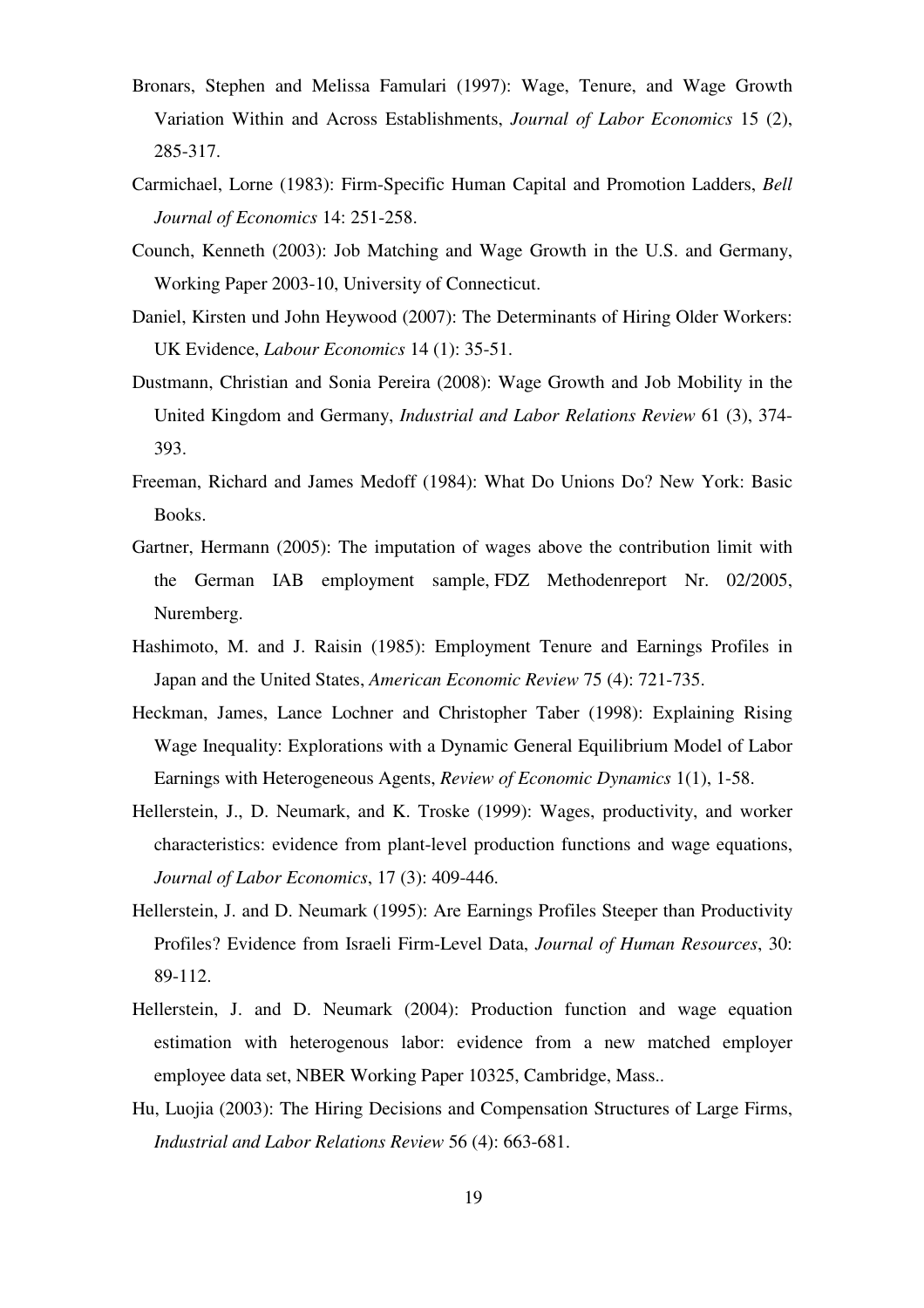Bronars, Stephen and Melissa Famulari (1997): Wage, Tenure, and Wage Growth Variation Within and Across Establishments, *Journal of Labor Economics* 15 (2), 285-317.

Carmichael, Lorne (1983): Firm-Specific Human Capital and Promotion Ladders, *Bell Journal of Economics* 14: 251-258.

Counch, Kenneth (2003): Job Matching and Wage Growth in the U.S. and Germany, Working Paper 2003-10, University of Connecticut.

Daniel, Kirsten und John Heywood (2007): The Determinants of Hiring Older Workers: UK Evidence, *Labour Economics* 14 (1): 35-51.

Dustmann, Christian and Sonia Pereira (2008): Wage Growth and Job Mobility in the United Kingdom and Germany, *Industrial and Labor Relations Review* 61 (3), 374-393.

Freeman, Richard and James Medoff (1984): What Do Unions Do? New York: Basic Books.

Gartner, Hermann (2005): The imputation of wages above the contribution limit with the German IAB employment sample, FDZ Methodenreport Nr. 02/2005, Nuremberg.

Hashimoto, M. and J. Raisin (1985): Employment Tenure and Earnings Profiles in Japan and the United States, *American Economic Review* 75 (4): 721-735.

Heckman, James, Lance Lochner and Christopher Taber (1998): Explaining Rising Wage Inequality: Explorations with a Dynamic General Equilibrium Model of Labor Earnings with Heterogeneous Agents, *Review of Economic Dynamics* 1(1), 1-58.

Hellerstein, J., D. Neumark, and K. Troske (1999): Wages, productivity, and worker characteristics: evidence from plant-level production functions and wage equations, *Journal of Labor Economics*, 17 (3): 409-446.

Hellerstein, J. and D. Neumark (1995): Are Earnings Profiles Steeper than Productivity Profiles? Evidence from Israeli Firm-Level Data, *Journal of Human Resources*, 30: 89-112.

Hellerstein, J. and D. Neumark (2004): Production function and wage equation estimation with heterogenous labor: evidence from a new matched employer employee data set, NBER Working Paper 10325, Cambridge, Mass..

Hu, Luojia (2003): The Hiring Decisions and Compensation Structures of Large Firms, *Industrial and Labor Relations Review* 56 (4): 663-681.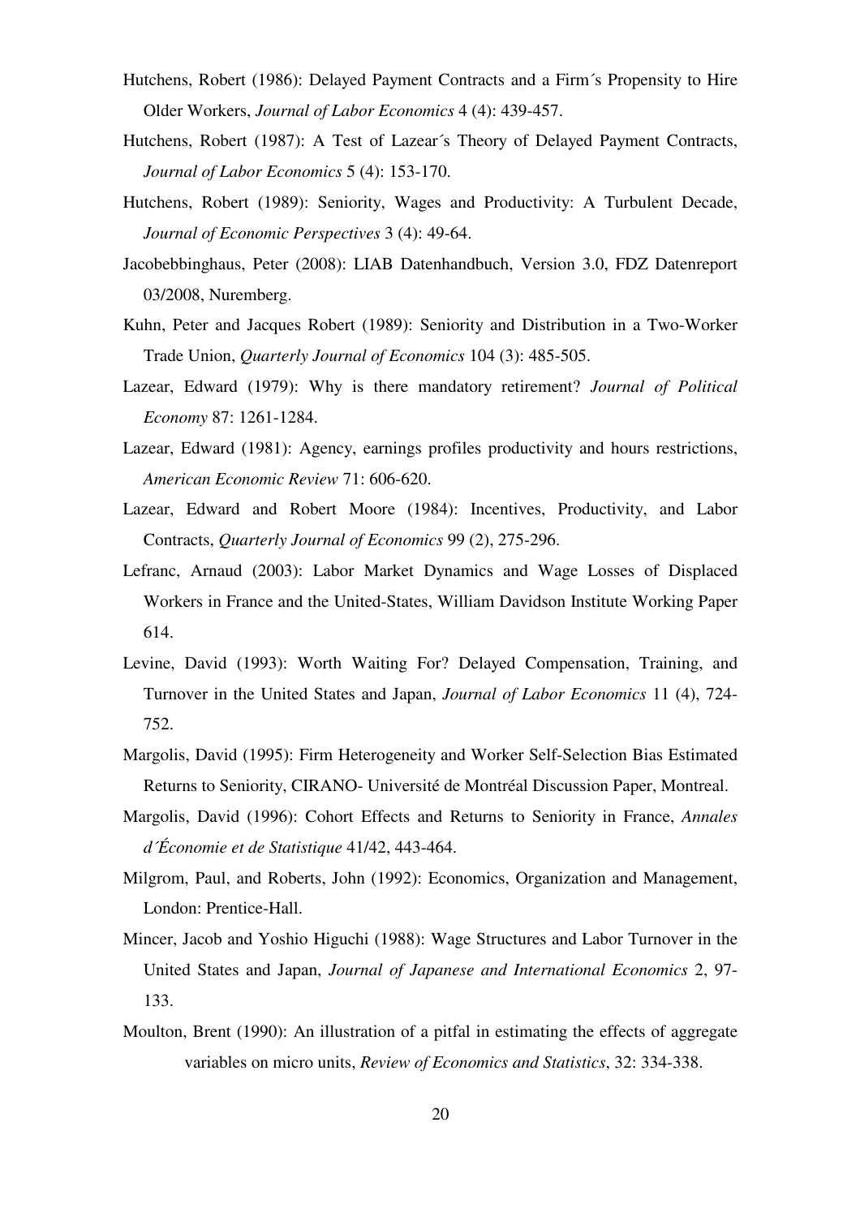Hutchens, Robert (1986): Delayed Payment Contracts and a Firm´s Propensity to Hire Older Workers, *Journal of Labor Economics* 4 (4): 439-457.

Hutchens, Robert (1987): A Test of Lazear´s Theory of Delayed Payment Contracts, *Journal of Labor Economics* 5 (4): 153-170.

Hutchens, Robert (1989): Seniority, Wages and Productivity: A Turbulent Decade, *Journal of Economic Perspectives* 3 (4): 49-64.

Jacobebbinghaus, Peter (2008): LIAB Datenhandbuch, Version 3.0, FDZ Datenreport 03/2008, Nuremberg.

Kuhn, Peter and Jacques Robert (1989): Seniority and Distribution in a Two-Worker Trade Union, *Quarterly Journal of Economics* 104 (3): 485-505.

Lazear, Edward (1979): Why is there mandatory retirement? *Journal of Political Economy* 87: 1261-1284.

Lazear, Edward (1981): Agency, earnings profiles productivity and hours restrictions, *American Economic Review* 71: 606-620.

Lazear, Edward and Robert Moore (1984): Incentives, Productivity, and Labor Contracts, *Quarterly Journal of Economics* 99 (2), 275-296.

Lefranc, Arnaud (2003): Labor Market Dynamics and Wage Losses of Displaced Workers in France and the United-States, William Davidson Institute Working Paper 614.

Levine, David (1993): Worth Waiting For? Delayed Compensation, Training, and Turnover in the United States and Japan, *Journal of Labor Economics* 11 (4), 724-752.

Margolis, David (1995): Firm Heterogeneity and Worker Self-Selection Bias Estimated Returns to Seniority, CIRANO- Université de Montréal Discussion Paper, Montreal.

Margolis, David (1996): Cohort Effects and Returns to Seniority in France, *Annales d´Économie et de Statistique* 41/42, 443-464.

Milgrom, Paul, and Roberts, John (1992): Economics, Organization and Management, London: Prentice-Hall.

Mincer, Jacob and Yoshio Higuchi (1988): Wage Structures and Labor Turnover in the United States and Japan, *Journal of Japanese and International Economics* 2, 97-133.

Moulton, Brent (1990): An illustration of a pitfal in estimating the effects of aggregate variables on micro units, *Review of Economics and Statistics*, 32: 334-338.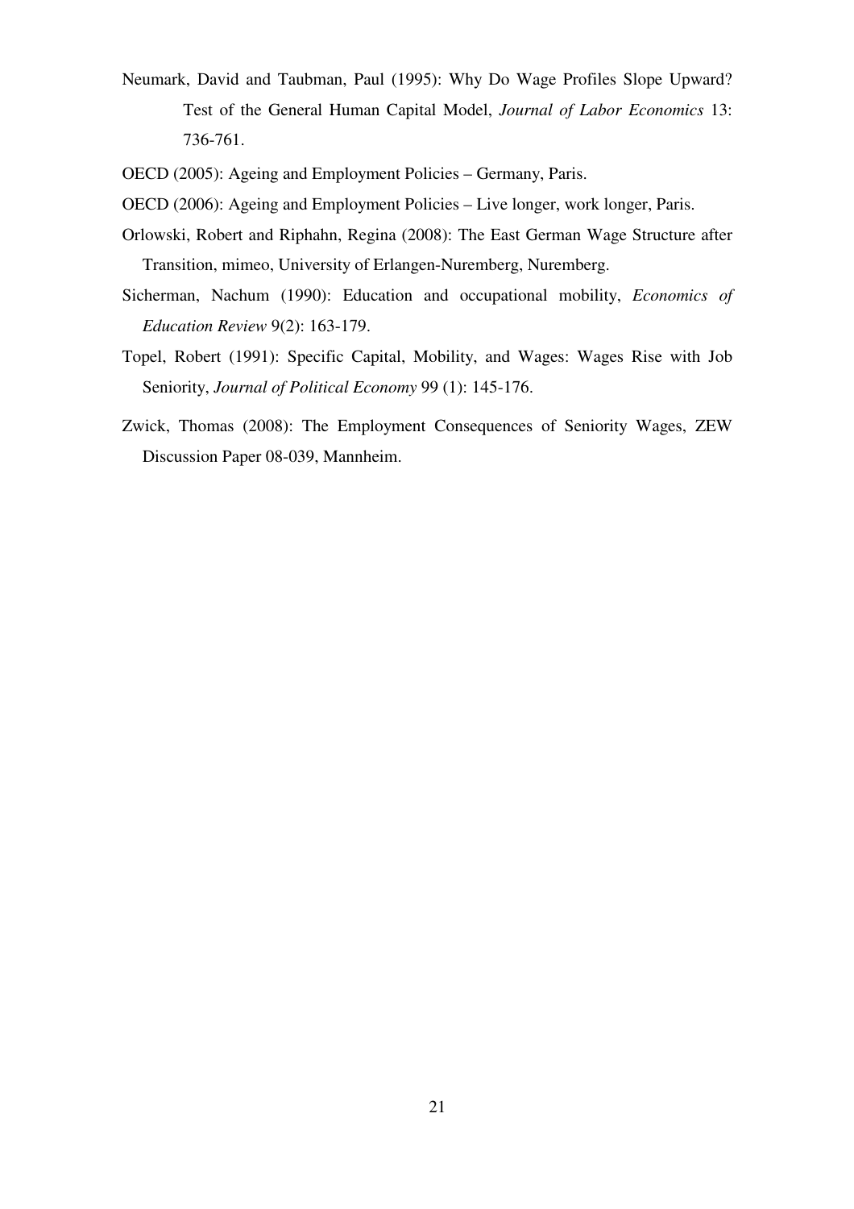Neumark, David and Taubman, Paul (1995): Why Do Wage Profiles Slope Upward? Test of the General Human Capital Model, *Journal of Labor Economics* 13: 736-761.

OECD (2005): Ageing and Employment Policies – Germany, Paris.

OECD (2006): Ageing and Employment Policies – Live longer, work longer, Paris.

Orlowski, Robert and Riphahn, Regina (2008): The East German Wage Structure after Transition, mimeo, University of Erlangen-Nuremberg, Nuremberg.

Sicherman, Nachum (1990): Education and occupational mobility, *Economics of Education Review* 9(2): 163-179.

Topel, Robert (1991): Specific Capital, Mobility, and Wages: Wages Rise with Job Seniority, *Journal of Political Economy* 99 (1): 145-176.

Zwick, Thomas (2008): The Employment Consequences of Seniority Wages, ZEW Discussion Paper 08-039, Mannheim.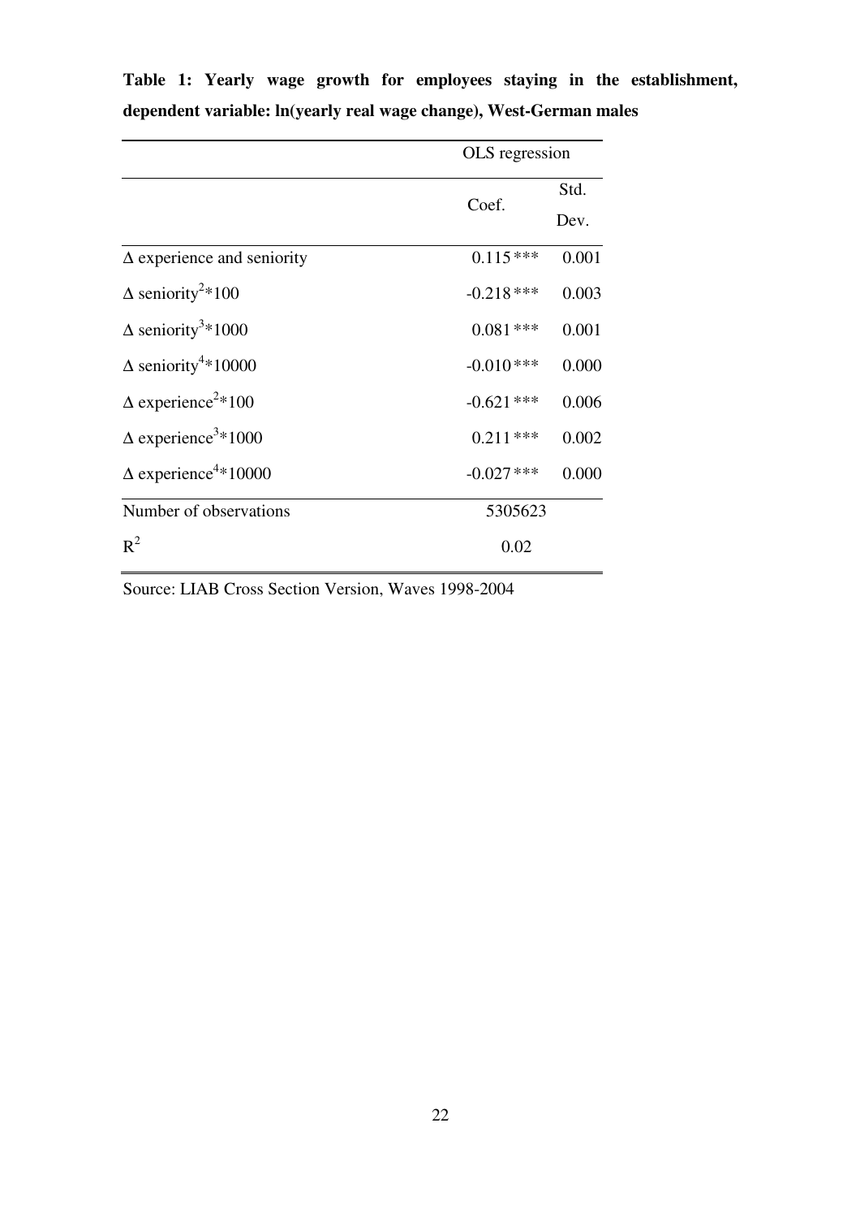**Table 1: Yearly wage growth for employees staying in the establishment, dependent variable: ln(yearly real wage change), West-German males**

| | OLS regression | |
|---|---|---|
| | Coef. | Std. Dev. |
| Δ experience and seniority | 0.115 *** | 0.001 |
| Δ seniority$^2$*100 | -0.218 *** | 0.003 |
| Δ seniority$^3$*1000 | 0.081 *** | 0.001 |
| Δ seniority$^4$*10000 | -0.010 *** | 0.000 |
| Δ experience$^2$*100 | -0.621 *** | 0.006 |
| Δ experience$^3$*1000 | 0.211 *** | 0.002 |
| Δ experience$^4$*10000 | -0.027 *** | 0.000 |
| Number of observations | 5305623 | |
| $R^2$ | 0.02 | |

Source: LIAB Cross Section Version, Waves 1998-2004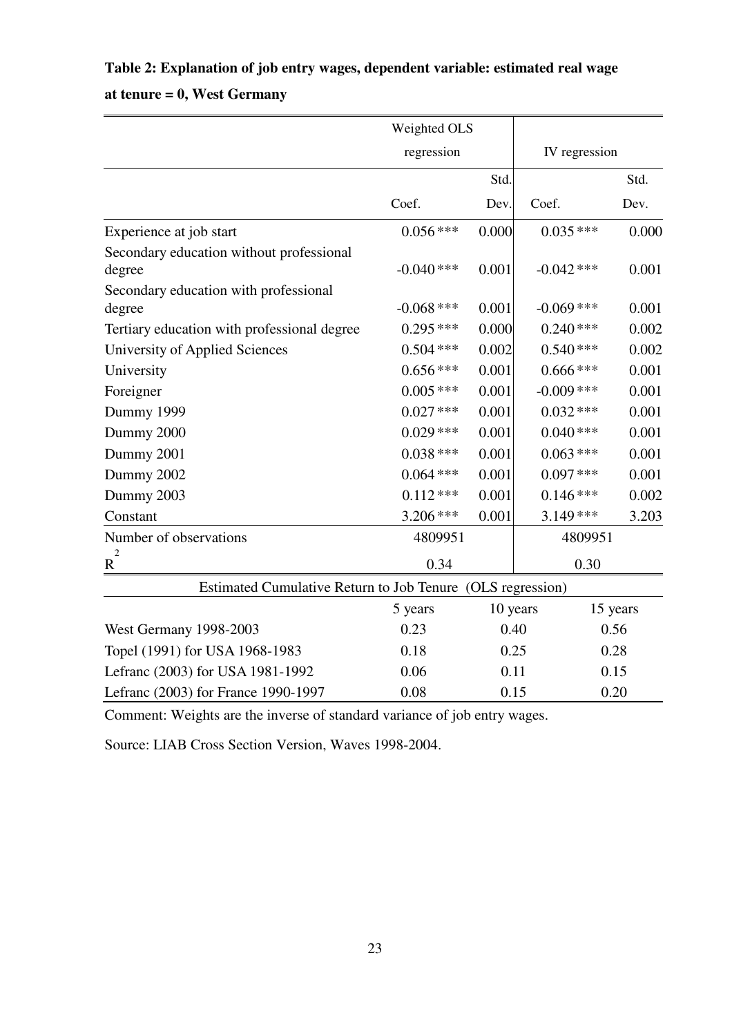**Table 2: Explanation of job entry wages, dependent variable: estimated real wage at tenure = 0, West Germany**

| | Weighted OLS regression | | IV regression | |
|---|---|---|---|---|
| | Coef. | Std. Dev. | Coef. | Std. Dev. |
| Experience at job start | 0.056 *** | 0.000 | 0.035 *** | 0.000 |
| Secondary education without professional degree | -0.040 *** | 0.001 | -0.042 *** | 0.001 |
| Secondary education with professional degree | -0.068 *** | 0.001 | -0.069 *** | 0.001 |
| Tertiary education with professional degree | 0.295 *** | 0.000 | 0.240 *** | 0.002 |
| University of Applied Sciences | 0.504 *** | 0.002 | 0.540 *** | 0.002 |
| University | 0.656 *** | 0.001 | 0.666 *** | 0.001 |
| Foreigner | 0.005 *** | 0.001 | -0.009 *** | 0.001 |
| Dummy 1999 | 0.027 *** | 0.001 | 0.032 *** | 0.001 |
| Dummy 2000 | 0.029 *** | 0.001 | 0.040 *** | 0.001 |
| Dummy 2001 | 0.038 *** | 0.001 | 0.063 *** | 0.001 |
| Dummy 2002 | 0.064 *** | 0.001 | 0.097 *** | 0.001 |
| Dummy 2003 | 0.112 *** | 0.001 | 0.146 *** | 0.002 |
| Constant | 3.206 *** | 0.001 | 3.149 *** | 3.203 |
| Number of observations | 4809951 | | 4809951 | |
| $R^2$ | 0.34 | | 0.30 | |

| Estimated Cumulative Return to Job Tenure (OLS regression) | | | |
|---|---|---|---|
| | 5 years | 10 years | 15 years |
| West Germany 1998-2003 | 0.23 | 0.40 | 0.56 |
| Topel (1991) for USA 1968-1983 | 0.18 | 0.25 | 0.28 |
| Lefranc (2003) for USA 1981-1992 | 0.06 | 0.11 | 0.15 |
| Lefranc (2003) for France 1990-1997 | 0.08 | 0.15 | 0.20 |

Comment: Weights are the inverse of standard variance of job entry wages.

Source: LIAB Cross Section Version, Waves 1998-2004.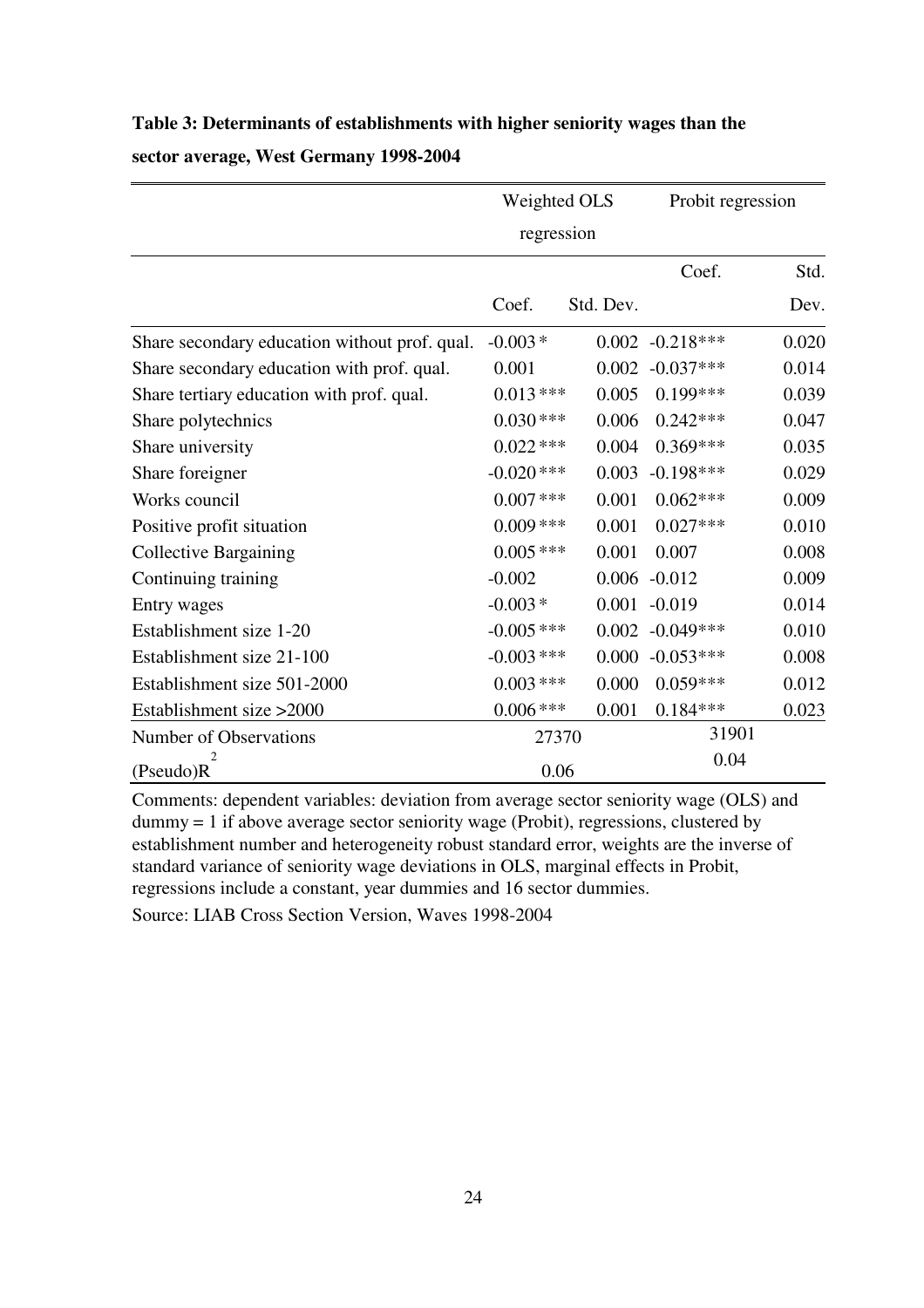**Table 3: Determinants of establishments with higher seniority wages than the sector average, West Germany 1998-2004**

| | Weighted OLS regression | | Probit regression | |
|---|---|---|---|---|
| | Coef. | Std. Dev. | Coef. | Std. Dev. |
| Share secondary education without prof. qual. | -0.003 * | 0.002 | -0.218*** | 0.020 |
| Share secondary education with prof. qual. | 0.001 | 0.002 | -0.037*** | 0.014 |
| Share tertiary education with prof. qual. | 0.013 *** | 0.005 | 0.199*** | 0.039 |
| Share polytechnics | 0.030 *** | 0.006 | 0.242*** | 0.047 |
| Share university | 0.022 *** | 0.004 | 0.369*** | 0.035 |
| Share foreigner | -0.020 *** | 0.003 | -0.198*** | 0.029 |
| Works council | 0.007 *** | 0.001 | 0.062*** | 0.009 |
| Positive profit situation | 0.009 *** | 0.001 | 0.027*** | 0.010 |
| Collective Bargaining | 0.005 *** | 0.001 | 0.007 | 0.008 |
| Continuing training | -0.002 | 0.006 | -0.012 | 0.009 |
| Entry wages | -0.003 * | 0.001 | -0.019 | 0.014 |
| Establishment size 1-20 | -0.005 *** | 0.002 | -0.049*** | 0.010 |
| Establishment size 21-100 | -0.003 *** | 0.000 | -0.053*** | 0.008 |
| Establishment size 501-2000 | 0.003 *** | 0.000 | 0.059*** | 0.012 |
| Establishment size >2000 | 0.006 *** | 0.001 | 0.184*** | 0.023 |
| Number of Observations | 27370 | | 31901 | |
| (Pseudo)$R^2$ | 0.06 | | 0.04 | |

Comments: dependent variables: deviation from average sector seniority wage (OLS) and dummy = 1 if above average sector seniority wage (Probit), regressions, clustered by establishment number and heterogeneity robust standard error, weights are the inverse of standard variance of seniority wage deviations in OLS, marginal effects in Probit, regressions include a constant, year dummies and 16 sector dummies.

Source: LIAB Cross Section Version, Waves 1998-2004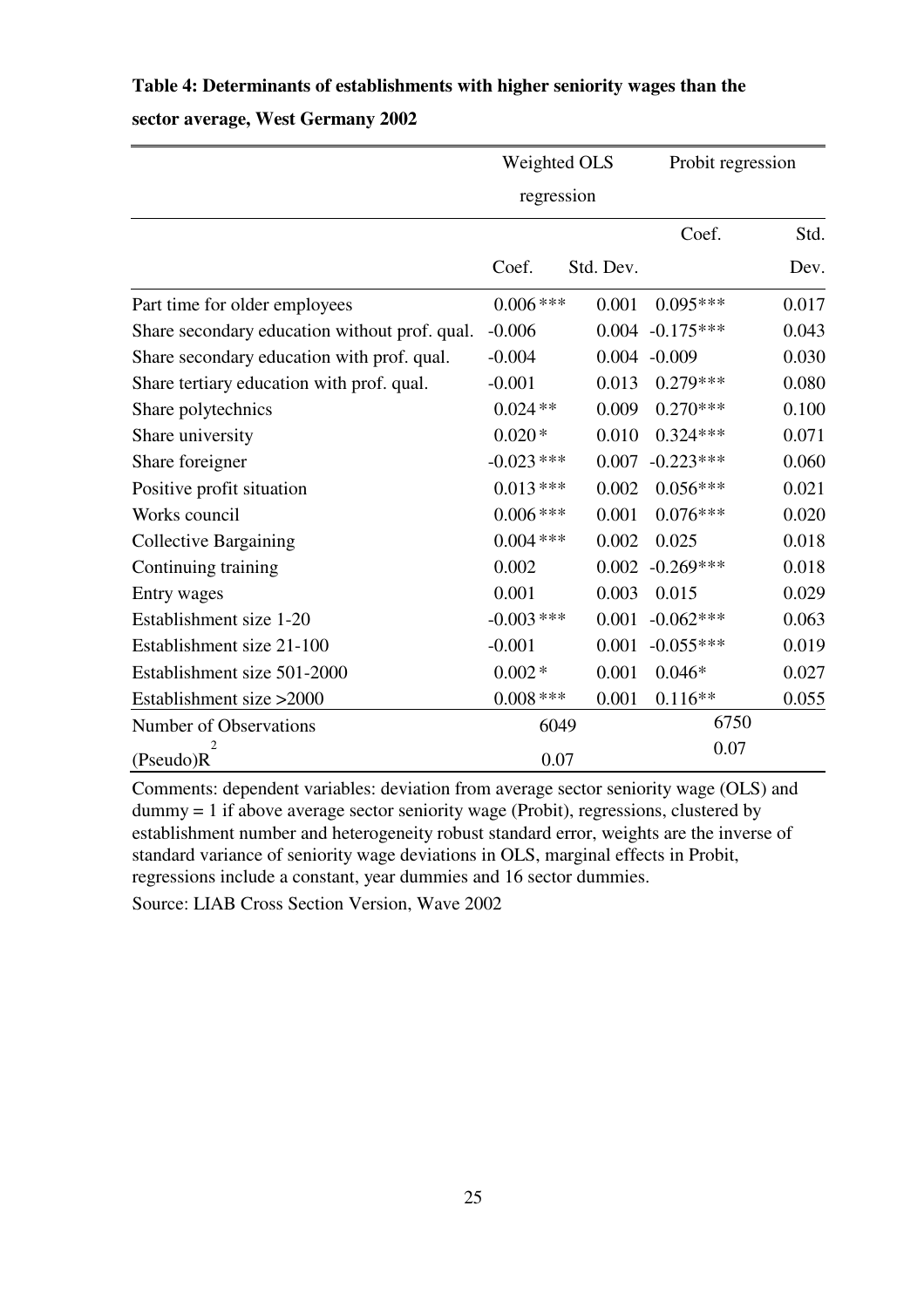**Table 4: Determinants of establishments with higher seniority wages than the sector average, West Germany 2002**

| | Weighted OLS regression | | Probit regression | |
|---|---|---|---|---|
| | Coef. | Std. Dev. | Coef. | Std. Dev. |
| Part time for older employees | 0.006 *** | 0.001 | 0.095*** | 0.017 |
| Share secondary education without prof. qual. | -0.006 | 0.004 | -0.175*** | 0.043 |
| Share secondary education with prof. qual. | -0.004 | 0.004 | -0.009 | 0.030 |
| Share tertiary education with prof. qual. | -0.001 | 0.013 | 0.279*** | 0.080 |
| Share polytechnics | 0.024 ** | 0.009 | 0.270*** | 0.100 |
| Share university | 0.020 * | 0.010 | 0.324*** | 0.071 |
| Share foreigner | -0.023 *** | 0.007 | -0.223*** | 0.060 |
| Positive profit situation | 0.013 *** | 0.002 | 0.056*** | 0.021 |
| Works council | 0.006 *** | 0.001 | 0.076*** | 0.020 |
| Collective Bargaining | 0.004 *** | 0.002 | 0.025 | 0.018 |
| Continuing training | 0.002 | 0.002 | -0.269*** | 0.018 |
| Entry wages | 0.001 | 0.003 | 0.015 | 0.029 |
| Establishment size 1-20 | -0.003 *** | 0.001 | -0.062*** | 0.063 |
| Establishment size 21-100 | -0.001 | 0.001 | -0.055*** | 0.019 |
| Establishment size 501-2000 | 0.002 * | 0.001 | 0.046* | 0.027 |
| Establishment size >2000 | 0.008 *** | 0.001 | 0.116** | 0.055 |
| Number of Observations | 6049 | | 6750 | |
| (Pseudo)$R^2$ | 0.07 | | 0.07 | |

Comments: dependent variables: deviation from average sector seniority wage (OLS) and dummy = 1 if above average sector seniority wage (Probit), regressions, clustered by establishment number and heterogeneity robust standard error, weights are the inverse of standard variance of seniority wage deviations in OLS, marginal effects in Probit, regressions include a constant, year dummies and 16 sector dummies.

Source: LIAB Cross Section Version, Wave 2002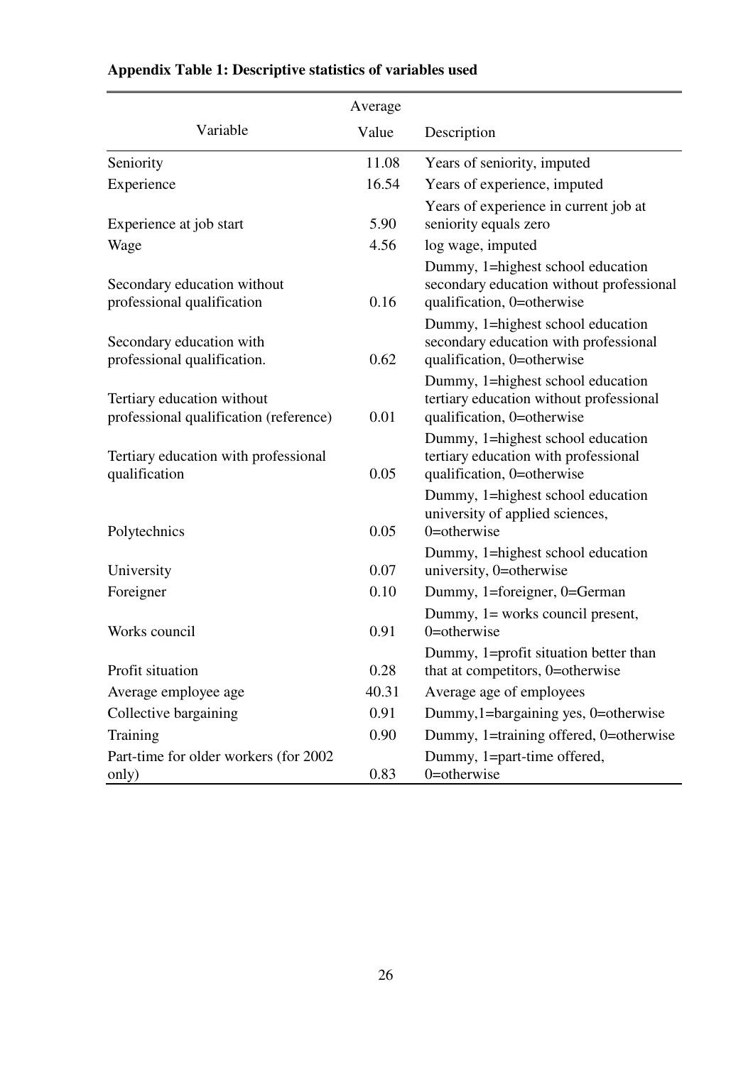**Appendix Table 1: Descriptive statistics of variables used**

| Variable | Average Value | Description |
|---|---|---|
| Seniority | 11.08 | Years of seniority, imputed |
| Experience | 16.54 | Years of experience, imputed |
| Experience at job start | 5.90 | Years of experience in current job at seniority equals zero |
| Wage | 4.56 | log wage, imputed |
| Secondary education without professional qualification | 0.16 | Dummy, 1=highest school education secondary education without professional qualification, 0=otherwise |
| Secondary education with professional qualification. | 0.62 | Dummy, 1=highest school education secondary education with professional qualification, 0=otherwise |
| Tertiary education without professional qualification (reference) | 0.01 | Dummy, 1=highest school education tertiary education without professional qualification, 0=otherwise |
| Tertiary education with professional qualification | 0.05 | Dummy, 1=highest school education tertiary education with professional qualification, 0=otherwise |
| Polytechnics | 0.05 | Dummy, 1=highest school education university of applied sciences, 0=otherwise |
| University | 0.07 | Dummy, 1=highest school education university, 0=otherwise |
| Foreigner | 0.10 | Dummy, 1=foreigner, 0=German |
| Works council | 0.91 | Dummy, 1= works council present, 0=otherwise |
| Profit situation | 0.28 | Dummy, 1=profit situation better than that at competitors, 0=otherwise |
| Average employee age | 40.31 | Average age of employees |
| Collective bargaining | 0.91 | Dummy,1=bargaining yes, 0=otherwise |
| Training | 0.90 | Dummy, 1=training offered, 0=otherwise |
| Part-time for older workers (for 2002 only) | 0.83 | Dummy, 1=part-time offered, 0=otherwise |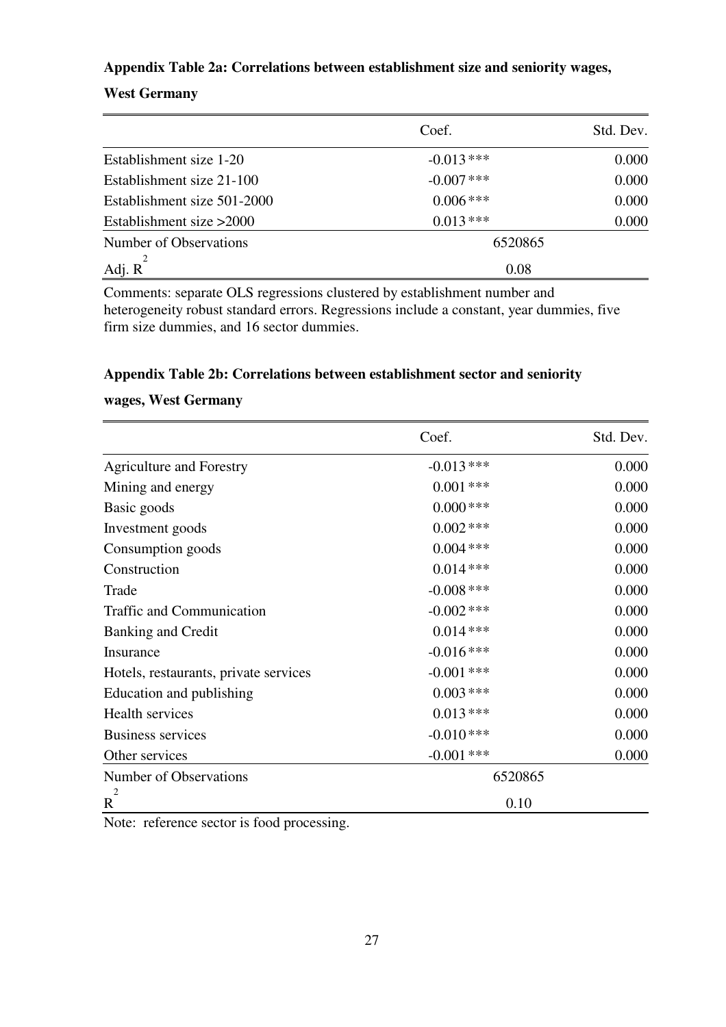**Appendix Table 2a: Correlations between establishment size and seniority wages, West Germany**

| | Coef. | Std. Dev. |
|---|---|---|
| Establishment size 1-20 | -0.013 *** | 0.000 |
| Establishment size 21-100 | -0.007 *** | 0.000 |
| Establishment size 501-2000 | 0.006 *** | 0.000 |
| Establishment size >2000 | 0.013 *** | 0.000 |
| Number of Observations | 6520865 | |
| Adj. $R^2$ | 0.08 | |

Comments: separate OLS regressions clustered by establishment number and heterogeneity robust standard errors. Regressions include a constant, year dummies, five firm size dummies, and 16 sector dummies.

**Appendix Table 2b: Correlations between establishment sector and seniority wages, West Germany**

| | Coef. | Std. Dev. |
|---|---|---|
| Agriculture and Forestry | -0.013 *** | 0.000 |
| Mining and energy | 0.001 *** | 0.000 |
| Basic goods | 0.000 *** | 0.000 |
| Investment goods | 0.002 *** | 0.000 |
| Consumption goods | 0.004 *** | 0.000 |
| Construction | 0.014 *** | 0.000 |
| Trade | -0.008 *** | 0.000 |
| Traffic and Communication | -0.002 *** | 0.000 |
| Banking and Credit | 0.014 *** | 0.000 |
| Insurance | -0.016 *** | 0.000 |
| Hotels, restaurants, private services | -0.001 *** | 0.000 |
| Education and publishing | 0.003 *** | 0.000 |
| Health services | 0.013 *** | 0.000 |
| Business services | -0.010 *** | 0.000 |
| Other services | -0.001 *** | 0.000 |
| Number of Observations | 6520865 | |
| $R^2$ | 0.10 | |

Note: reference sector is food processing.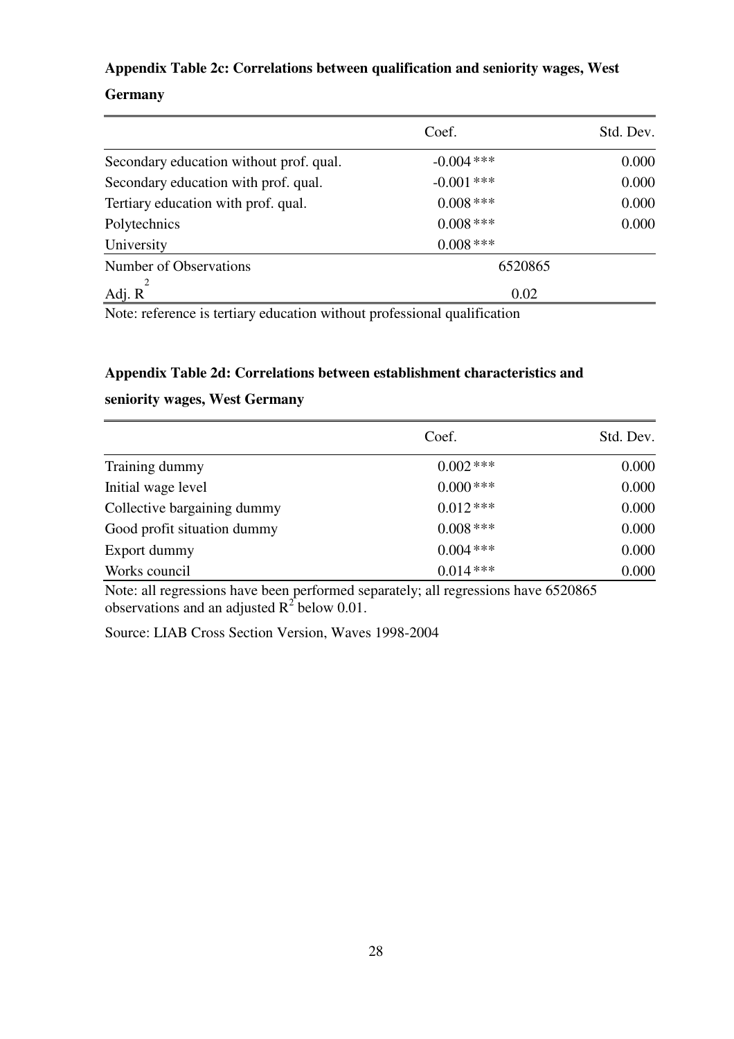**Appendix Table 2c: Correlations between qualification and seniority wages, West Germany**

| | Coef. | Std. Dev. |
|---|---|---|
| Secondary education without prof. qual. | -0.004 *** | 0.000 |
| Secondary education with prof. qual. | -0.001 *** | 0.000 |
| Tertiary education with prof. qual. | 0.008 *** | 0.000 |
| Polytechnics | 0.008 *** | 0.000 |
| University | 0.008 *** | |
| Number of Observations | 6520865 | |
| Adj. $R^2$ | 0.02 | |

Note: reference is tertiary education without professional qualification

**Appendix Table 2d: Correlations between establishment characteristics and seniority wages, West Germany**

| | Coef. | Std. Dev. |
|---|---|---|
| Training dummy | 0.002 *** | 0.000 |
| Initial wage level | 0.000 *** | 0.000 |
| Collective bargaining dummy | 0.012 *** | 0.000 |
| Good profit situation dummy | 0.008 *** | 0.000 |
| Export dummy | 0.004 *** | 0.000 |
| Works council | 0.014 *** | 0.000 |

Note: all regressions have been performed separately; all regressions have 6520865 observations and an adjusted $R^2$ below 0.01.

Source: LIAB Cross Section Version, Waves 1998-2004